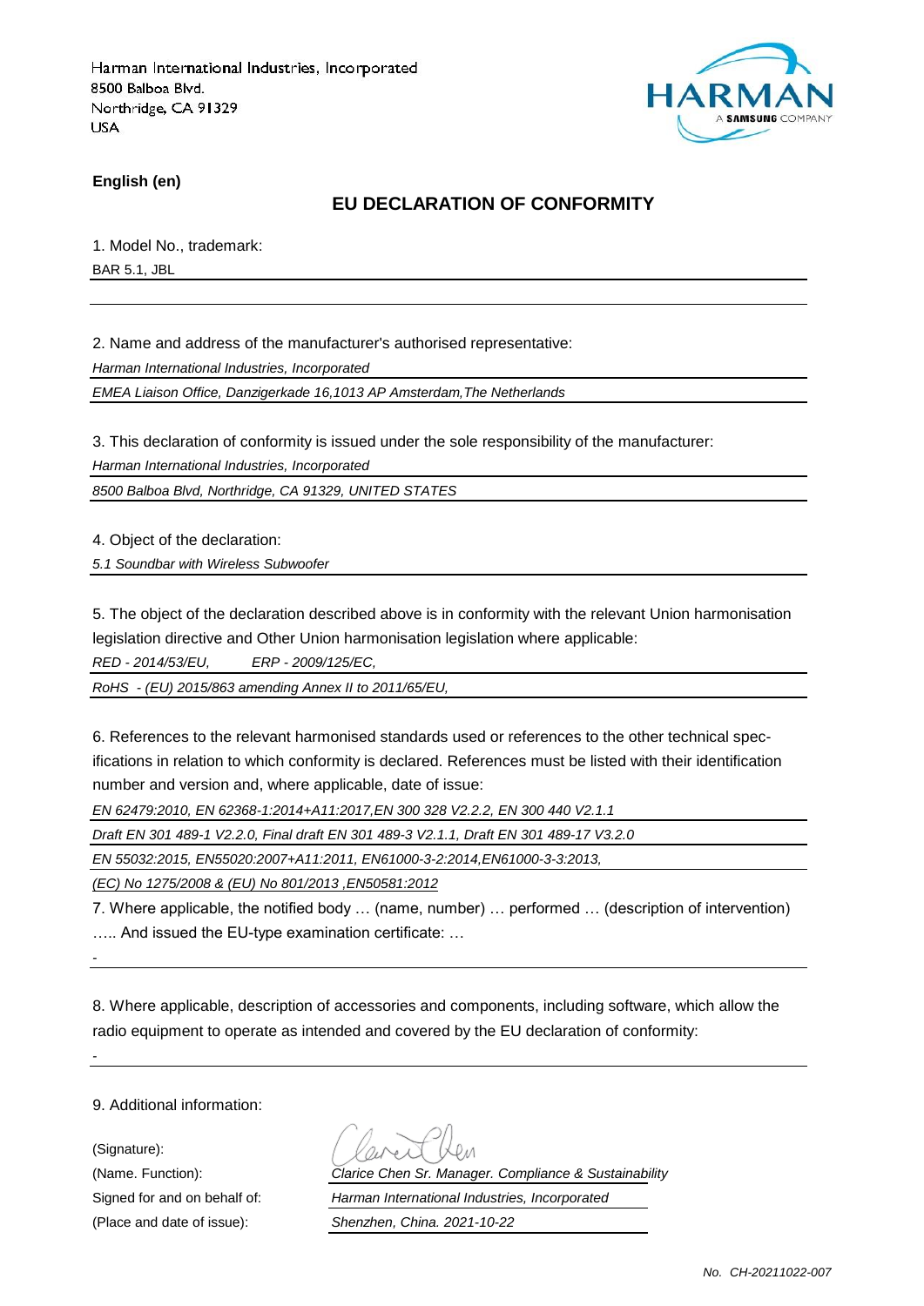Harman International Industries, Incorporated
8500 Balboa Blvd.
Northridge, CA 91329
USA

**English (en)**

## EU DECLARATION OF CONFORMITY

1. Model No., trademark:

BAR 5.1, JBL

2. Name and address of the manufacturer's authorised representative:

*Harman International Industries, Incorporated*

*EMEA Liaison Office, Danzigerkade 16,1013 AP Amsterdam,The Netherlands*

3. This declaration of conformity is issued under the sole responsibility of the manufacturer:

*Harman International Industries, Incorporated*

*8500 Balboa Blvd, Northridge, CA 91329, UNITED STATES*

4. Object of the declaration:

*5.1 Soundbar with Wireless Subwoofer*

5. The object of the declaration described above is in conformity with the relevant Union harmonisation legislation directive and Other Union harmonisation legislation where applicable:

*RED - 2014/53/EU, ERP - 2009/125/EC,*

*RoHS - (EU) 2015/863 amending Annex II to 2011/65/EU,*

6. References to the relevant harmonised standards used or references to the other technical specifications in relation to which conformity is declared. References must be listed with their identification number and version and, where applicable, date of issue:

*EN 62479:2010, EN 62368-1:2014+A11:2017,EN 300 328 V2.2.2, EN 300 440 V2.1.1*

*Draft EN 301 489-1 V2.2.0, Final draft EN 301 489-3 V2.1.1, Draft EN 301 489-17 V3.2.0*

*EN 55032:2015, EN55020:2007+A11:2011, EN61000-3-2:2014,EN61000-3-3:2013,*

*(EC) No 1275/2008 & (EU) No 801/2013 ,EN50581:2012*

7. Where applicable, the notified body … (name, number) … performed … (description of intervention) ….. And issued the EU-type examination certificate: …

-

8. Where applicable, description of accessories and components, including software, which allow the radio equipment to operate as intended and covered by the EU declaration of conformity:

-

9. Additional information:

(Signature):

(Name. Function): *Clarice Chen Sr. Manager. Compliance & Sustainability*

Signed for and on behalf of: *Harman International Industries, Incorporated*

(Place and date of issue): *Shenzhen, China. 2021-10-22*

*No. CH-20211022-007*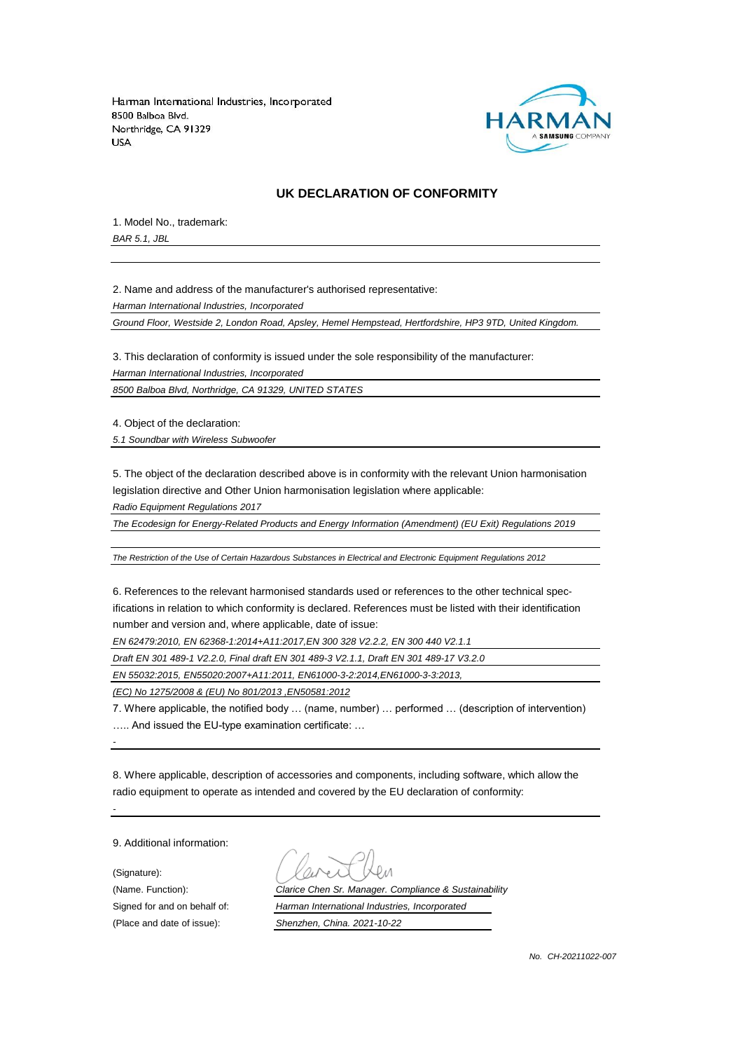Harman International Industries, Incorporated
8500 Balboa Blvd.
Northridge, CA 91329
USA

## UK DECLARATION OF CONFORMITY

1. Model No., trademark:

*BAR 5.1, JBL*

2. Name and address of the manufacturer's authorised representative:

*Harman International Industries, Incorporated*

*Ground Floor, Westside 2, London Road, Apsley, Hemel Hempstead, Hertfordshire, HP3 9TD, United Kingdom.*

3. This declaration of conformity is issued under the sole responsibility of the manufacturer:

*Harman International Industries, Incorporated*

*8500 Balboa Blvd, Northridge, CA 91329, UNITED STATES*

4. Object of the declaration:

*5.1 Soundbar with Wireless Subwoofer*

5. The object of the declaration described above is in conformity with the relevant Union harmonisation legislation directive and Other Union harmonisation legislation where applicable:

*Radio Equipment Regulations 2017*

*The Ecodesign for Energy-Related Products and Energy Information (Amendment) (EU Exit) Regulations 2019*

*The Restriction of the Use of Certain Hazardous Substances in Electrical and Electronic Equipment Regulations 2012*

6. References to the relevant harmonised standards used or references to the other technical specifications in relation to which conformity is declared. References must be listed with their identification number and version and, where applicable, date of issue:

*EN 62479:2010, EN 62368-1:2014+A11:2017,EN 300 328 V2.2.2, EN 300 440 V2.1.1*

*Draft EN 301 489-1 V2.2.0, Final draft EN 301 489-3 V2.1.1, Draft EN 301 489-17 V3.2.0*

*EN 55032:2015, EN55020:2007+A11:2011, EN61000-3-2:2014,EN61000-3-3:2013,*

*(EC) No 1275/2008 & (EU) No 801/2013 ,EN50581:2012*

7. Where applicable, the notified body … (name, number) … performed … (description of intervention) ….. And issued the EU-type examination certificate: …

-

8. Where applicable, description of accessories and components, including software, which allow the radio equipment to operate as intended and covered by the EU declaration of conformity:

-

9. Additional information:

(Signature):

(Name. Function): *Clarice Chen Sr. Manager. Compliance & Sustainability*

Signed for and on behalf of: *Harman International Industries, Incorporated*

(Place and date of issue): *Shenzhen, China. 2021-10-22*

*No. CH-20211022-007*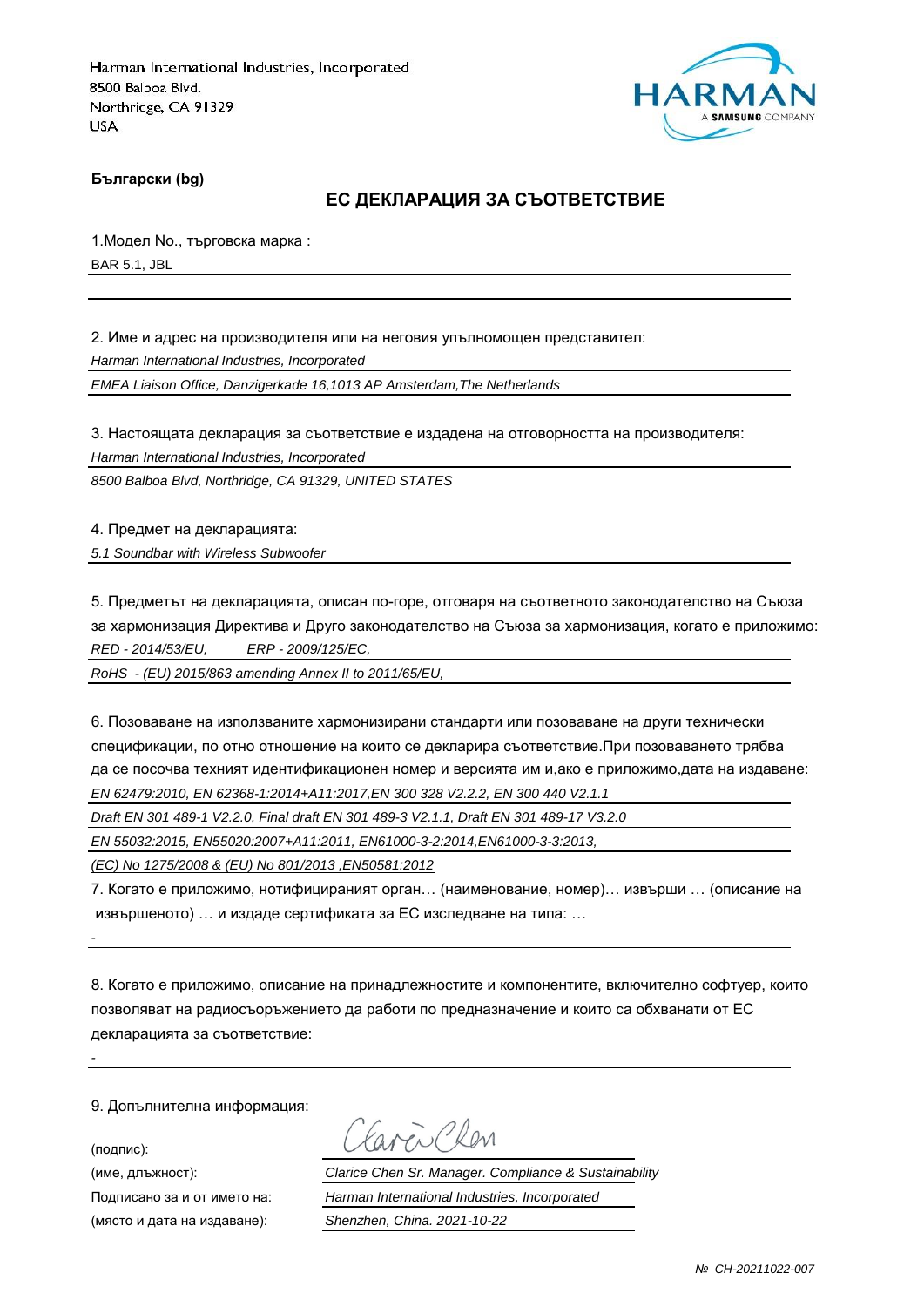Harman International Industries, Incorporated
8500 Balboa Blvd.
Northridge, CA 91329
USA

**Български (bg)**

## ЕС ДЕКЛАРАЦИЯ ЗА СЪОТВЕТСТВИЕ

1.Модел No., търговска марка :

BAR 5.1, JBL

2. Име и адрес на производителя или на неговия упълномощен представител:

*Harman International Industries, Incorporated*

*EMEA Liaison Office, Danzigerkade 16,1013 AP Amsterdam,The Netherlands*

3. Настоящата декларация за съответствие е издадена на отговорността на производителя:

*Harman International Industries, Incorporated*

*8500 Balboa Blvd, Northridge, CA 91329, UNITED STATES*

4. Предмет на декларацията:

*5.1 Soundbar with Wireless Subwoofer*

5. Предметът на декларацията, описан по-горе, отговаря на съответното законодателство на Съюза за хармонизация Директива и Друго законодателство на Съюза за хармонизация, когато е приложимо:

*RED - 2014/53/EU, ERP - 2009/125/EC,*

*RoHS - (EU) 2015/863 amending Annex II to 2011/65/EU,*

6. Позоваване на използваните хармонизирани стандарти или позоваване на други технически спецификации, по отно отношение на които се декларира съответствие.При позоваването трябва да се посочва техният идентификационен номер и версията им и,ако е приложимо,дата на издаване:

*EN 62479:2010, EN 62368-1:2014+A11:2017,EN 300 328 V2.2.2, EN 300 440 V2.1.1*

*Draft EN 301 489-1 V2.2.0, Final draft EN 301 489-3 V2.1.1, Draft EN 301 489-17 V3.2.0*

*EN 55032:2015, EN55020:2007+A11:2011, EN61000-3-2:2014,EN61000-3-3:2013,*

*(EC) No 1275/2008 & (EU) No 801/2013 ,EN50581:2012*

7. Когато е приложимо, нотифицираният орган… (наименование, номер)… извърши … (описание на извършеното) … и издаде сертификата за ЕС изследване на типа: …

-

8. Когато е приложимо, описание на принадлежностите и компонентите, включително софтуер, които позволяват на радиосъоръжението да работи по предназначение и които са обхванати от ЕС декларацията за съответствие:

-

9. Допълнителна информация:

(подпис):

(име, длъжност): *Clarice Chen Sr. Manager. Compliance & Sustainability*

Подписано за и от името на: *Harman International Industries, Incorporated*

(място и дата на издаване): *Shenzhen, China. 2021-10-22*

*№ CH-20211022-007*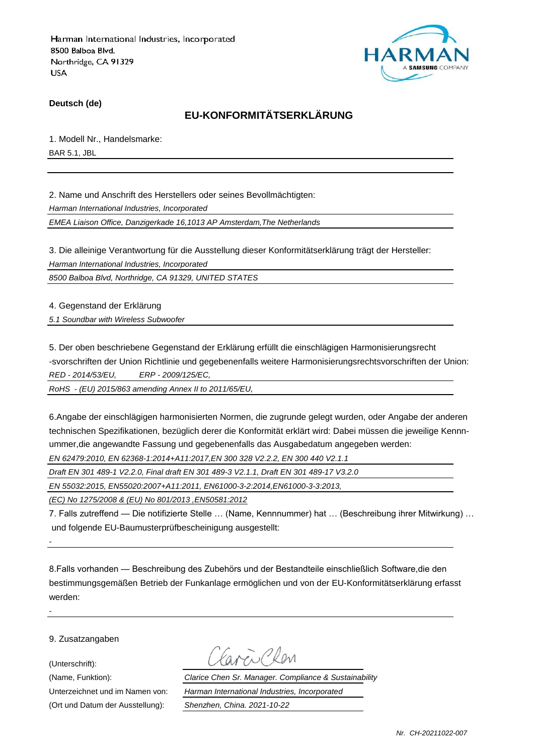Harman International Industries, Incorporated
8500 Balboa Blvd.
Northridge, CA 91329
USA

HARMAN A SAMSUNG COMPANY

**Deutsch (de)**

## EU-KONFORMITÄTSERKLÄRUNG

1. Modell Nr., Handelsmarke:

BAR 5.1, JBL

2. Name und Anschrift des Herstellers oder seines Bevollmächtigten:

*Harman International Industries, Incorporated*

*EMEA Liaison Office, Danzigerkade 16,1013 AP Amsterdam,The Netherlands*

3. Die alleinige Verantwortung für die Ausstellung dieser Konformitätserklärung trägt der Hersteller:

*Harman International Industries, Incorporated*

*8500 Balboa Blvd, Northridge, CA 91329, UNITED STATES*

4. Gegenstand der Erklärung

*5.1 Soundbar with Wireless Subwoofer*

5. Der oben beschriebene Gegenstand der Erklärung erfüllt die einschlägigen Harmonisierungsrecht -svorschriften der Union Richtlinie und gegebenenfalls weitere Harmonisierungsrechtsvorschriften der Union:

*RED - 2014/53/EU, ERP - 2009/125/EC,*

*RoHS - (EU) 2015/863 amending Annex II to 2011/65/EU,*

6.Angabe der einschlägigen harmonisierten Normen, die zugrunde gelegt wurden, oder Angabe der anderen technischen Spezifikationen, bezüglich derer die Konformität erklärt wird: Dabei müssen die jeweilige Kennnummer,die angewandte Fassung und gegebenenfalls das Ausgabedatum angegeben werden:

*EN 62479:2010, EN 62368-1:2014+A11:2017,EN 300 328 V2.2.2, EN 300 440 V2.1.1*

*Draft EN 301 489-1 V2.2.0, Final draft EN 301 489-3 V2.1.1, Draft EN 301 489-17 V3.2.0*

*EN 55032:2015, EN55020:2007+A11:2011, EN61000-3-2:2014,EN61000-3-3:2013,*

*(EC) No 1275/2008 & (EU) No 801/2013 ,EN50581:2012*

7. Falls zutreffend — Die notifizierte Stelle … (Name, Kennnummer) hat … (Beschreibung ihrer Mitwirkung) … und folgende EU-Baumusterprüfbescheinigung ausgestellt:

-

8.Falls vorhanden — Beschreibung des Zubehörs und der Bestandteile einschließlich Software,die den bestimmungsgemäßen Betrieb der Funkanlage ermöglichen und von der EU-Konformitätserklärung erfasst werden:

-

9. Zusatzangaben

(Unterschrift): Clarice Chen

(Name, Funktion): *Clarice Chen Sr. Manager. Compliance & Sustainability*

Unterzeichnet und im Namen von: *Harman International Industries, Incorporated*

(Ort und Datum der Ausstellung): *Shenzhen, China. 2021-10-22*

*Nr. CH-20211022-007*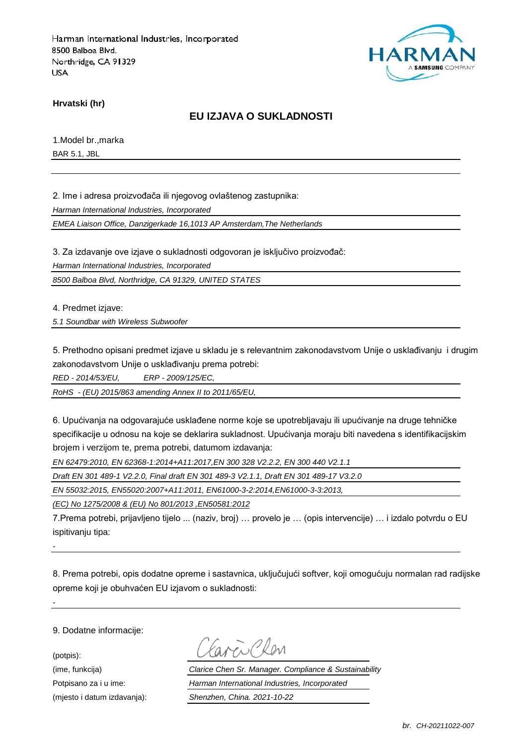Harman International Industries, Incorporated
8500 Balboa Blvd.
Northridge, CA 91329
USA

HARMAN
A SAMSUNG COMPANY

**Hrvatski (hr)**

## EU IZJAVA O SUKLADNOSTI

1.Model br.,marka

BAR 5.1, JBL

2. Ime i adresa proizvođača ili njegovog ovlaštenog zastupnika:

*Harman International Industries, Incorporated*

*EMEA Liaison Office, Danzigerkade 16,1013 AP Amsterdam,The Netherlands*

3. Za izdavanje ove izjave o sukladnosti odgovoran je isključivo proizvođač:

*Harman International Industries, Incorporated*

*8500 Balboa Blvd, Northridge, CA 91329, UNITED STATES*

4. Predmet izjave:

*5.1 Soundbar with Wireless Subwoofer*

5. Prethodno opisani predmet izjave u skladu je s relevantnim zakonodavstvom Unije o usklađivanju i drugim zakonodavstvom Unije o usklađivanju prema potrebi:

*RED - 2014/53/EU, ERP - 2009/125/EC,*

*RoHS - (EU) 2015/863 amending Annex II to 2011/65/EU,*

6. Upućivanja na odgovarajuće usklađene norme koje se upotrebljavaju ili upućivanje na druge tehničke specifikacije u odnosu na koje se deklarira sukladnost. Upućivanja moraju biti navedena s identifikacijskim brojem i verzijom te, prema potrebi, datumom izdavanja:

*EN 62479:2010, EN 62368-1:2014+A11:2017,EN 300 328 V2.2.2, EN 300 440 V2.1.1*

*Draft EN 301 489-1 V2.2.0, Final draft EN 301 489-3 V2.1.1, Draft EN 301 489-17 V3.2.0*

*EN 55032:2015, EN55020:2007+A11:2011, EN61000-3-2:2014,EN61000-3-3:2013,*

*(EC) No 1275/2008 & (EU) No 801/2013 ,EN50581:2012*

7.Prema potrebi, prijavljeno tijelo ... (naziv, broj) … provelo je … (opis intervencije) … i izdalo potvrdu o EU ispitivanju tipa:

-

8. Prema potrebi, opis dodatne opreme i sastavnica, uključujući softver, koji omogućuju normalan rad radijske opreme koji je obuhvaćen EU izjavom o sukladnosti:

-

9. Dodatne informacije:

| | |
|---|---|
| (potpis): | Clarice Chen |
| (ime, funkcija) | *Clarice Chen Sr. Manager. Compliance & Sustainability* |
| Potpisano za i u ime: | *Harman International Industries, Incorporated* |
| (mjesto i datum izdavanja): | *Shenzhen, China. 2021-10-22* |

*br. CH-20211022-007*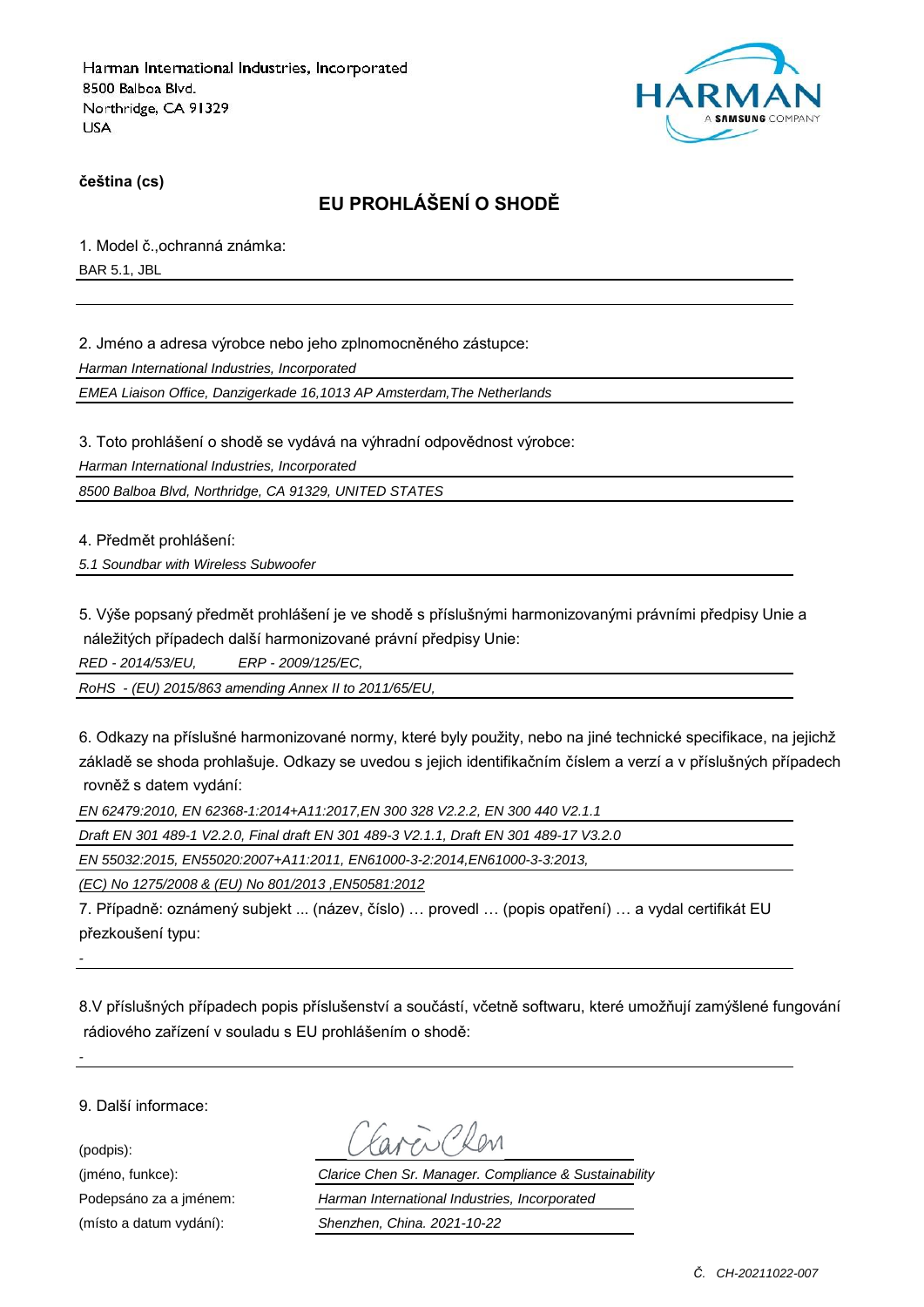Harman International Industries, Incorporated
8500 Balboa Blvd.
Northridge, CA 91329
USA

**čeština (cs)**

## EU PROHLÁŠENÍ O SHODĚ

1. Model č.,ochranná známka:

BAR 5.1, JBL

2. Jméno a adresa výrobce nebo jeho zplnomocněného zástupce:

*Harman International Industries, Incorporated*

*EMEA Liaison Office, Danzigerkade 16,1013 AP Amsterdam,The Netherlands*

3. Toto prohlášení o shodě se vydává na výhradní odpovědnost výrobce:

*Harman International Industries, Incorporated*

*8500 Balboa Blvd, Northridge, CA 91329, UNITED STATES*

4. Předmět prohlášení:

*5.1 Soundbar with Wireless Subwoofer*

5. Výše popsaný předmět prohlášení je ve shodě s příslušnými harmonizovanými právními předpisy Unie a náležitých případech další harmonizované právní předpisy Unie:

*RED - 2014/53/EU,     ERP - 2009/125/EC,*

*RoHS - (EU) 2015/863 amending Annex II to 2011/65/EU,*

6. Odkazy na příslušné harmonizované normy, které byly použity, nebo na jiné technické specifikace, na jejichž základě se shoda prohlašuje. Odkazy se uvedou s jejich identifikačním číslem a verzí a v příslušných případech rovněž s datem vydání:

*EN 62479:2010, EN 62368-1:2014+A11:2017,EN 300 328 V2.2.2, EN 300 440 V2.1.1*

*Draft EN 301 489-1 V2.2.0, Final draft EN 301 489-3 V2.1.1, Draft EN 301 489-17 V3.2.0*

*EN 55032:2015, EN55020:2007+A11:2011, EN61000-3-2:2014,EN61000-3-3:2013,*

*(EC) No 1275/2008 & (EU) No 801/2013 ,EN50581:2012*

7. Případně: oznámený subjekt ... (název, číslo) … provedl … (popis opatření) … a vydal certifikát EU přezkoušení typu:

-

8.V příslušných případech popis příslušenství a součástí, včetně softwaru, které umožňují zamýšlené fungování rádiového zařízení v souladu s EU prohlášením o shodě:

-

9. Další informace:

(podpis): Clarice Chen

(jméno, funkce): *Clarice Chen Sr. Manager. Compliance & Sustainability*

Podepsáno za a jménem: *Harman International Industries, Incorporated*

(místo a datum vydání): *Shenzhen, China. 2021-10-22*

*Č. CH-20211022-007*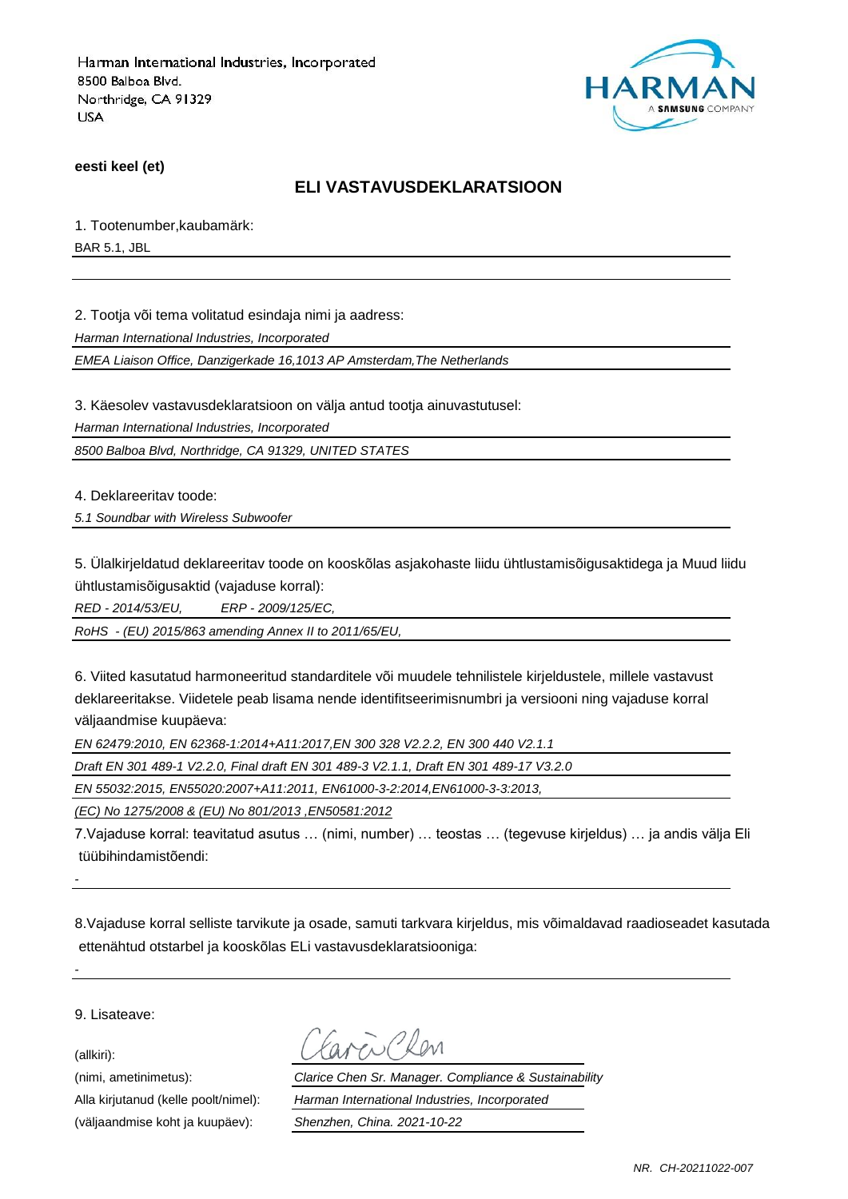Harman International Industries, Incorporated
8500 Balboa Blvd.
Northridge, CA 91329
USA

HARMAN
A SAMSUNG COMPANY

**eesti keel (et)**

## ELI VASTAVUSDEKLARATSIOON

1. Tootenumber,kaubamärk:

BAR 5.1, JBL

2. Tootja või tema volitatud esindaja nimi ja aadress:

*Harman International Industries, Incorporated*

*EMEA Liaison Office, Danzigerkade 16,1013 AP Amsterdam,The Netherlands*

3. Käesolev vastavusdeklaratsioon on välja antud tootja ainuvastutusel:

*Harman International Industries, Incorporated*

*8500 Balboa Blvd, Northridge, CA 91329, UNITED STATES*

4. Deklareeritav toode:

*5.1 Soundbar with Wireless Subwoofer*

5. Ülalkirjeldatud deklareeritav toode on kooskõlas asjakohaste liidu ühtlustamisõigusaktidega ja Muud liidu ühtlustamisõigusaktid (vajaduse korral):

*RED - 2014/53/EU,      ERP - 2009/125/EC,*

*RoHS - (EU) 2015/863 amending Annex II to 2011/65/EU,*

6. Viited kasutatud harmoneeritud standarditele või muudele tehnilistele kirjeldustele, millele vastavust deklareeritakse. Viidetele peab lisama nende identifitseerimisnumbri ja versiooni ning vajaduse korral väljaandmise kuupäeva:

*EN 62479:2010, EN 62368-1:2014+A11:2017,EN 300 328 V2.2.2, EN 300 440 V2.1.1*

*Draft EN 301 489-1 V2.2.0, Final draft EN 301 489-3 V2.1.1, Draft EN 301 489-17 V3.2.0*

*EN 55032:2015, EN55020:2007+A11:2011, EN61000-3-2:2014,EN61000-3-3:2013,*

*(EC) No 1275/2008 & (EU) No 801/2013 ,EN50581:2012*

7.Vajaduse korral: teavitatud asutus … (nimi, number) … teostas … (tegevuse kirjeldus) … ja andis välja Eli tüübihindamistõendi:

-

8.Vajaduse korral selliste tarvikute ja osade, samuti tarkvara kirjeldus, mis võimaldavad raadioseadet kasutada ettenähtud otstarbel ja kooskõlas ELi vastavusdeklaratsiooniga:

-

9. Lisateave:

(allkiri):

(nimi, ametinimetus): *Clarice Chen Sr. Manager. Compliance & Sustainability*

Alla kirjutanud (kelle poolt/nimel): *Harman International Industries, Incorporated*

(väljaandmise koht ja kuupäev): *Shenzhen, China. 2021-10-22*

*NR. CH-20211022-007*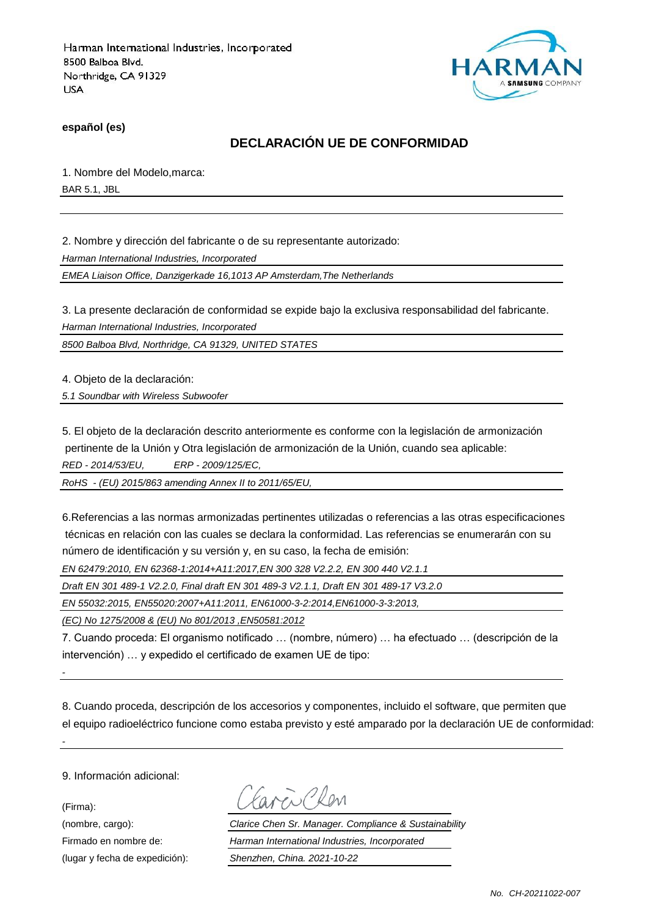Harman International Industries, Incorporated
8500 Balboa Blvd.
Northridge, CA 91329
USA

HARMAN
A SAMSUNG COMPANY

**español (es)**

## DECLARACIÓN UE DE CONFORMIDAD

1. Nombre del Modelo,marca:

BAR 5.1, JBL

2. Nombre y dirección del fabricante o de su representante autorizado:

*Harman International Industries, Incorporated*

*EMEA Liaison Office, Danzigerkade 16,1013 AP Amsterdam,The Netherlands*

3. La presente declaración de conformidad se expide bajo la exclusiva responsabilidad del fabricante.

*Harman International Industries, Incorporated*

*8500 Balboa Blvd, Northridge, CA 91329, UNITED STATES*

4. Objeto de la declaración:

*5.1 Soundbar with Wireless Subwoofer*

5. El objeto de la declaración descrito anteriormente es conforme con la legislación de armonización pertinente de la Unión y Otra legislación de armonización de la Unión, cuando sea aplicable:

*RED - 2014/53/EU, ERP - 2009/125/EC,*

*RoHS - (EU) 2015/863 amending Annex II to 2011/65/EU,*

6.Referencias a las normas armonizadas pertinentes utilizadas o referencias a las otras especificaciones técnicas en relación con las cuales se declara la conformidad. Las referencias se enumerarán con su número de identificación y su versión y, en su caso, la fecha de emisión:

*EN 62479:2010, EN 62368-1:2014+A11:2017,EN 300 328 V2.2.2, EN 300 440 V2.1.1*

*Draft EN 301 489-1 V2.2.0, Final draft EN 301 489-3 V2.1.1, Draft EN 301 489-17 V3.2.0*

*EN 55032:2015, EN55020:2007+A11:2011, EN61000-3-2:2014,EN61000-3-3:2013,*

*(EC) No 1275/2008 & (EU) No 801/2013 ,EN50581:2012*

7. Cuando proceda: El organismo notificado … (nombre, número) … ha efectuado … (descripción de la intervención) … y expedido el certificado de examen UE de tipo:

-

8. Cuando proceda, descripción de los accesorios y componentes, incluido el software, que permiten que el equipo radioeléctrico funcione como estaba previsto y esté amparado por la declaración UE de conformidad:

-

9. Información adicional:

(Firma):

(nombre, cargo): *Clarice Chen Sr. Manager. Compliance & Sustainability*

Firmado en nombre de: *Harman International Industries, Incorporated*

(lugar y fecha de expedición): *Shenzhen, China. 2021-10-22*

*No. CH-20211022-007*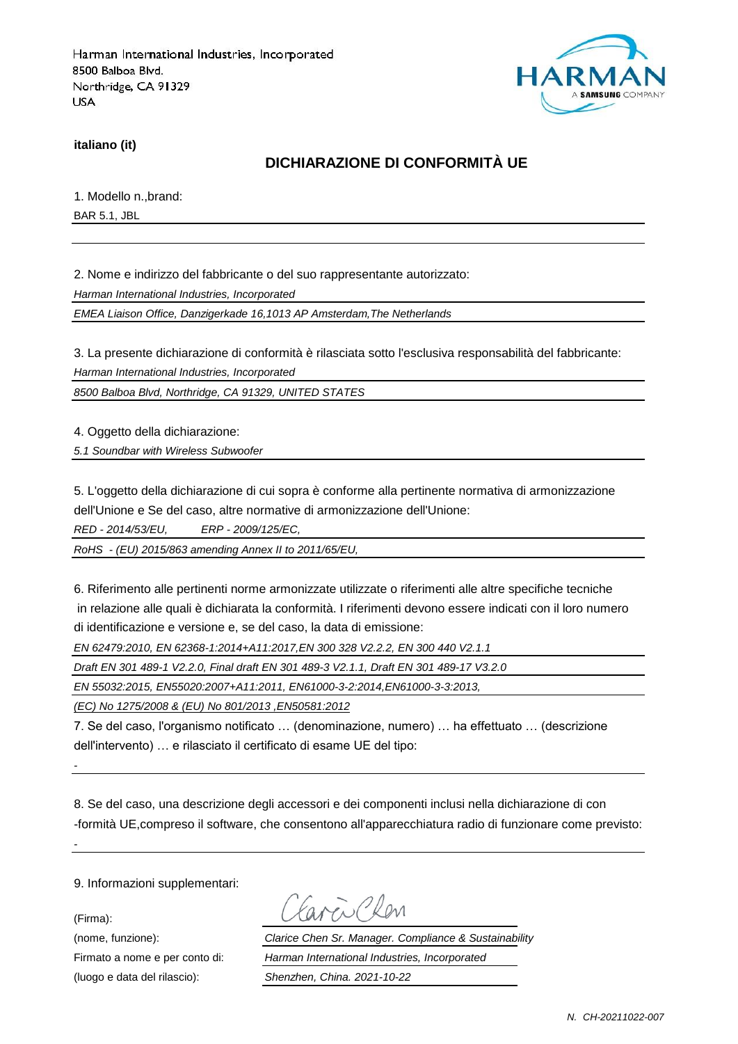Harman International Industries, Incorporated
8500 Balboa Blvd.
Northridge, CA 91329
USA

HARMAN
A SAMSUNG COMPANY

**italiano (it)**

## DICHIARAZIONE DI CONFORMITÀ UE

1. Modello n.,brand:

BAR 5.1, JBL

2. Nome e indirizzo del fabbricante o del suo rappresentante autorizzato:

*Harman International Industries, Incorporated*

*EMEA Liaison Office, Danzigerkade 16,1013 AP Amsterdam,The Netherlands*

3. La presente dichiarazione di conformità è rilasciata sotto l'esclusiva responsabilità del fabbricante:

*Harman International Industries, Incorporated*

*8500 Balboa Blvd, Northridge, CA 91329, UNITED STATES*

4. Oggetto della dichiarazione:

*5.1 Soundbar with Wireless Subwoofer*

5. L'oggetto della dichiarazione di cui sopra è conforme alla pertinente normativa di armonizzazione dell'Unione e Se del caso, altre normative di armonizzazione dell'Unione:

*RED - 2014/53/EU,        ERP - 2009/125/EC,*

*RoHS - (EU) 2015/863 amending Annex II to 2011/65/EU,*

6. Riferimento alle pertinenti norme armonizzate utilizzate o riferimenti alle altre specifiche tecniche in relazione alle quali è dichiarata la conformità. I riferimenti devono essere indicati con il loro numero di identificazione e versione e, se del caso, la data di emissione:

*EN 62479:2010, EN 62368-1:2014+A11:2017,EN 300 328 V2.2.2, EN 300 440 V2.1.1*

*Draft EN 301 489-1 V2.2.0, Final draft EN 301 489-3 V2.1.1, Draft EN 301 489-17 V3.2.0*

*EN 55032:2015, EN55020:2007+A11:2011, EN61000-3-2:2014,EN61000-3-3:2013,*

*(EC) No 1275/2008 & (EU) No 801/2013 ,EN50581:2012*

7. Se del caso, l'organismo notificato … (denominazione, numero) … ha effettuato … (descrizione dell'intervento) … e rilasciato il certificato di esame UE del tipo:

-

8. Se del caso, una descrizione degli accessori e dei componenti inclusi nella dichiarazione di con -formità UE,compreso il software, che consentono all'apparecchiatura radio di funzionare come previsto:

-

9. Informazioni supplementari:

(Firma): Clarice Chen

(nome, funzione): *Clarice Chen Sr. Manager. Compliance & Sustainability*

Firmato a nome e per conto di: *Harman International Industries, Incorporated*

(luogo e data del rilascio): *Shenzhen, China. 2021-10-22*

*N. CH-20211022-007*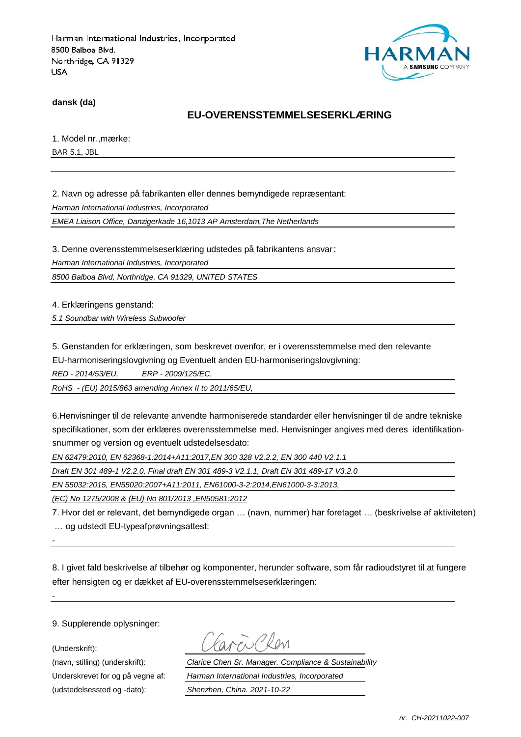Harman International Industries, Incorporated
8500 Balboa Blvd.
Northridge, CA 91329
USA

**dansk (da)**

## EU-OVERENSSTEMMELSESERKLÆRING

1. Model nr.,mærke:

BAR 5.1, JBL

2. Navn og adresse på fabrikanten eller dennes bemyndigede repræsentant:

*Harman International Industries, Incorporated*

*EMEA Liaison Office, Danzigerkade 16,1013 AP Amsterdam,The Netherlands*

3. Denne overensstemmelseserklæring udstedes på fabrikantens ansvar:

*Harman International Industries, Incorporated*

*8500 Balboa Blvd, Northridge, CA 91329, UNITED STATES*

4. Erklæringens genstand:

*5.1 Soundbar with Wireless Subwoofer*

5. Genstanden for erklæringen, som beskrevet ovenfor, er i overensstemmelse med den relevante EU-harmoniseringslovgivning og Eventuelt anden EU-harmoniseringslovgivning:

*RED - 2014/53/EU,    ERP - 2009/125/EC,*

*RoHS - (EU) 2015/863 amending Annex II to 2011/65/EU,*

6.Henvisninger til de relevante anvendte harmoniserede standarder eller henvisninger til de andre tekniske specifikationer, som der erklæres overensstemmelse med. Henvisninger angives med deres identifikationsnummer og version og eventuelt udstedelsesdato:

*EN 62479:2010, EN 62368-1:2014+A11:2017,EN 300 328 V2.2.2, EN 300 440 V2.1.1*

*Draft EN 301 489-1 V2.2.0, Final draft EN 301 489-3 V2.1.1, Draft EN 301 489-17 V3.2.0*

*EN 55032:2015, EN55020:2007+A11:2011, EN61000-3-2:2014,EN61000-3-3:2013,*

*(EC) No 1275/2008 & (EU) No 801/2013 ,EN50581:2012*

7. Hvor det er relevant, det bemyndigede organ … (navn, nummer) har foretaget … (beskrivelse af aktiviteten) … og udstedt EU-typeafprøvningsattest:

-

8. I givet fald beskrivelse af tilbehør og komponenter, herunder software, som får radioudstyret til at fungere efter hensigten og er dækket af EU-overensstemmelseserklæringen:

-

9. Supplerende oplysninger:

(Underskrift):

(navn, stilling) (underskrift): *Clarice Chen Sr. Manager. Compliance & Sustainability*

Underskrevet for og på vegne af: *Harman International Industries, Incorporated*

(udstedelsessted og -dato): *Shenzhen, China. 2021-10-22*

*nr. CH-20211022-007*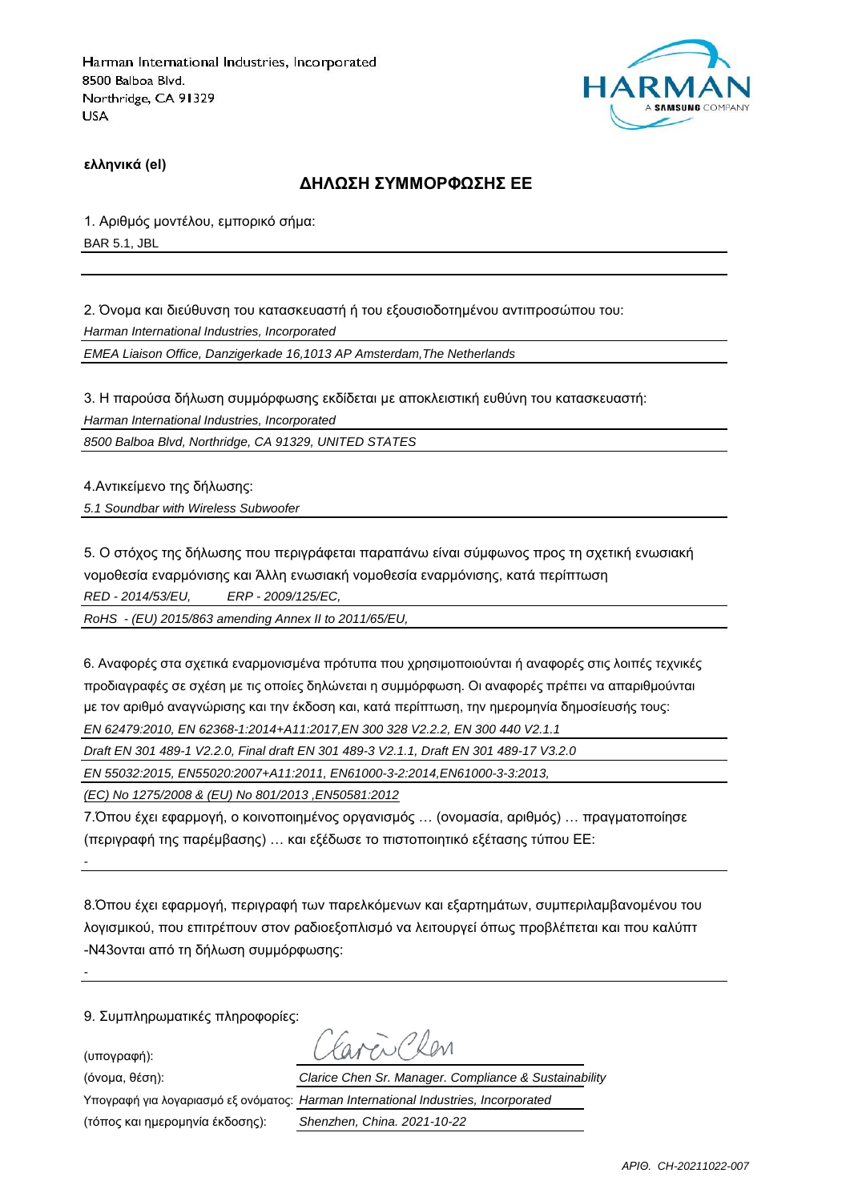Harman International Industries, Incorporated
8500 Balboa Blvd.
Northridge, CA 91329
USA

**ελληνικά (el)**

## ΔΗΛΩΣΗ ΣΥΜΜΟΡΦΩΣΗΣ ΕΕ

1. Αριθμός μοντέλου, εμπορικό σήμα:

BAR 5.1, JBL

2. Όνομα και διεύθυνση του κατασκευαστή ή του εξουσιοδοτημένου αντιπροσώπου του:

*Harman International Industries, Incorporated*

*EMEA Liaison Office, Danzigerkade 16,1013 AP Amsterdam,The Netherlands*

3. Η παρούσα δήλωση συμμόρφωσης εκδίδεται με αποκλειστική ευθύνη του κατασκευαστή:

*Harman International Industries, Incorporated*

*8500 Balboa Blvd, Northridge, CA 91329, UNITED STATES*

4.Αντικείμενο της δήλωσης:

*5.1 Soundbar with Wireless Subwoofer*

5. Ο στόχος της δήλωσης που περιγράφεται παραπάνω είναι σύμφωνος προς τη σχετική ενωσιακή νομοθεσία εναρμόνισης και Άλλη ενωσιακή νομοθεσία εναρμόνισης, κατά περίπτωση

*RED - 2014/53/EU, ERP - 2009/125/EC,*

*RoHS - (EU) 2015/863 amending Annex II to 2011/65/EU,*

6. Αναφορές στα σχετικά εναρμονισμένα πρότυπα που χρησιμοποιούνται ή αναφορές στις λοιπές τεχνικές προδιαγραφές σε σχέση με τις οποίες δηλώνεται η συμμόρφωση. Οι αναφορές πρέπει να απαριθμούνται με τον αριθμό αναγνώρισης και την έκδοση και, κατά περίπτωση, την ημερομηνία δημοσίευσής τους:

*EN 62479:2010, EN 62368-1:2014+A11:2017,EN 300 328 V2.2.2, EN 300 440 V2.1.1*

*Draft EN 301 489-1 V2.2.0, Final draft EN 301 489-3 V2.1.1, Draft EN 301 489-17 V3.2.0*

*EN 55032:2015, EN55020:2007+A11:2011, EN61000-3-2:2014,EN61000-3-3:2013,*

*(EC) No 1275/2008 & (EU) No 801/2013 ,EN50581:2012*

7.Όπου έχει εφαρμογή, ο κοινοποιημένος οργανισμός … (ονομασία, αριθμός) … πραγματοποίησε (περιγραφή της παρέμβασης) … και εξέδωσε το πιστοποιητικό εξέτασης τύπου ΕΕ:

-

8.Όπου έχει εφαρμογή, περιγραφή των παρελκόμενων και εξαρτημάτων, συμπεριλαμβανομένου του λογισμικού, που επιτρέπουν στον ραδιοεξοπλισμό να λειτουργεί όπως προβλέπεται και που καλύπτ -N43ονται από τη δήλωση συμμόρφωσης:

-

9. Συμπληρωματικές πληροφορίες:

(υπογραφή):

(όνομα, θέση): *Clarice Chen Sr. Manager. Compliance & Sustainability*

Υπογραφή για λογαριασμό εξ ονόματος: *Harman International Industries, Incorporated*

(τόπος και ημερομηνία έκδοσης): *Shenzhen, China. 2021-10-22*

*ΑΡΙΘ. CH-20211022-007*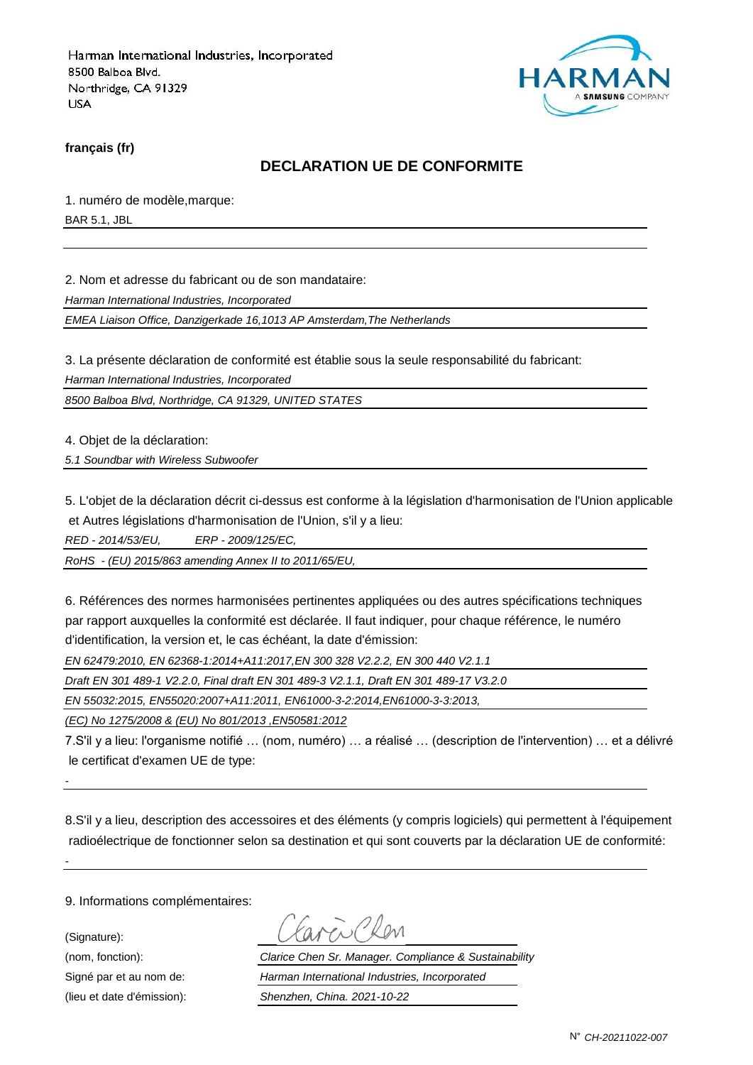Harman International Industries, Incorporated
8500 Balboa Blvd.
Northridge, CA 91329
USA

HARMAN
A SAMSUNG COMPANY

**français (fr)**

## DECLARATION UE DE CONFORMITE

1. numéro de modèle,marque:

BAR 5.1, JBL

2. Nom et adresse du fabricant ou de son mandataire:

*Harman International Industries, Incorporated*

*EMEA Liaison Office, Danzigerkade 16,1013 AP Amsterdam,The Netherlands*

3. La présente déclaration de conformité est établie sous la seule responsabilité du fabricant:

*Harman International Industries, Incorporated*

*8500 Balboa Blvd, Northridge, CA 91329, UNITED STATES*

4. Objet de la déclaration:

*5.1 Soundbar with Wireless Subwoofer*

5. L'objet de la déclaration décrit ci-dessus est conforme à la législation d'harmonisation de l'Union applicable et Autres législations d'harmonisation de l'Union, s'il y a lieu:

*RED - 2014/53/EU,        ERP - 2009/125/EC,*

*RoHS  - (EU) 2015/863 amending Annex II to 2011/65/EU,*

6. Références des normes harmonisées pertinentes appliquées ou des autres spécifications techniques par rapport auxquelles la conformité est déclarée. Il faut indiquer, pour chaque référence, le numéro d'identification, la version et, le cas échéant, la date d'émission:

*EN 62479:2010, EN 62368-1:2014+A11:2017,EN 300 328 V2.2.2, EN 300 440 V2.1.1*

*Draft EN 301 489-1 V2.2.0, Final draft EN 301 489-3 V2.1.1, Draft EN 301 489-17 V3.2.0*

*EN 55032:2015, EN55020:2007+A11:2011, EN61000-3-2:2014,EN61000-3-3:2013,*

*(EC) No 1275/2008 & (EU) No 801/2013 ,EN50581:2012*

7.S'il y a lieu: l'organisme notifié … (nom, numéro) … a réalisé … (description de l'intervention) … et a délivré le certificat d'examen UE de type:

-

8.S'il y a lieu, description des accessoires et des éléments (y compris logiciels) qui permettent à l'équipement radioélectrique de fonctionner selon sa destination et qui sont couverts par la déclaration UE de conformité:

-

9. Informations complémentaires:

(Signature): Clarice Chen

(nom, fonction): *Clarice Chen Sr. Manager. Compliance & Sustainability*

Signé par et au nom de: *Harman International Industries, Incorporated*

(lieu et date d'émission): *Shenzhen, China. 2021-10-22*

N° *CH-20211022-007*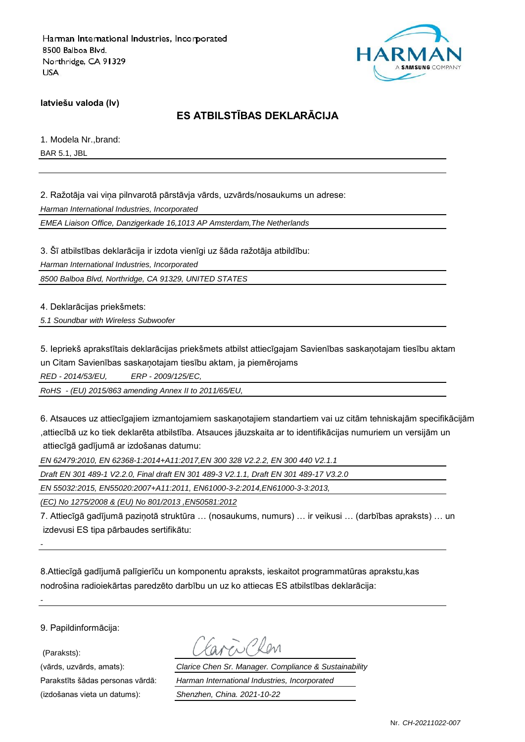Harman International Industries, Incorporated
8500 Balboa Blvd.
Northridge, CA 91329
USA

HARMAN
A SAMSUNG COMPANY

**latviešu valoda (lv)**

## ES ATBILSTĪBAS DEKLARĀCIJA

1. Modela Nr.,brand:

BAR 5.1, JBL

2. Ražotāja vai viņa pilnvarotā pārstāvja vārds, uzvārds/nosaukums un adrese:

*Harman International Industries, Incorporated*

*EMEA Liaison Office, Danzigerkade 16,1013 AP Amsterdam,The Netherlands*

3. Šī atbilstības deklarācija ir izdota vienīgi uz šāda ražotāja atbildību:

*Harman International Industries, Incorporated*

*8500 Balboa Blvd, Northridge, CA 91329, UNITED STATES*

4. Deklarācijas priekšmets:

*5.1 Soundbar with Wireless Subwoofer*

5. Iepriekš aprakstītais deklarācijas priekšmets atbilst attiecīgajam Savienības saskaņotajam tiesību aktam un Citam Savienības saskaņotajam tiesību aktam, ja piemērojams

*RED - 2014/53/EU, ERP - 2009/125/EC,*

*RoHS - (EU) 2015/863 amending Annex II to 2011/65/EU,*

6. Atsauces uz attiecīgajiem izmantojamiem saskaņotajiem standartiem vai uz citām tehniskajām specifikācijām ,attiecībā uz ko tiek deklarēta atbilstība. Atsauces jāuzskaita ar to identifikācijas numuriem un versijām un attiecīgā gadījumā ar izdošanas datumu:

*EN 62479:2010, EN 62368-1:2014+A11:2017,EN 300 328 V2.2.2, EN 300 440 V2.1.1*

*Draft EN 301 489-1 V2.2.0, Final draft EN 301 489-3 V2.1.1, Draft EN 301 489-17 V3.2.0*

*EN 55032:2015, EN55020:2007+A11:2011, EN61000-3-2:2014,EN61000-3-3:2013,*

*(EC) No 1275/2008 & (EU) No 801/2013 ,EN50581:2012*

7. Attiecīgā gadījumā paziņotā struktūra … (nosaukums, numurs) … ir veikusi … (darbības apraksts) … un izdevusi ES tipa pārbaudes sertifikātu:

-

8.Attiecīgā gadījumā palīgierīču un komponentu apraksts, ieskaitot programmatūras aprakstu,kas nodrošina radioiekārtas paredzēto darbību un uz ko attiecas ES atbilstības deklarācija:

-

9. Papildinformācija:

(Paraksts): Clarice Chen

(vārds, uzvārds, amats): *Clarice Chen Sr. Manager. Compliance & Sustainability*

Parakstīts šādas personas vārdā: *Harman International Industries, Incorporated*

(izdošanas vieta un datums): *Shenzhen, China. 2021-10-22*

Nr. *CH-20211022-007*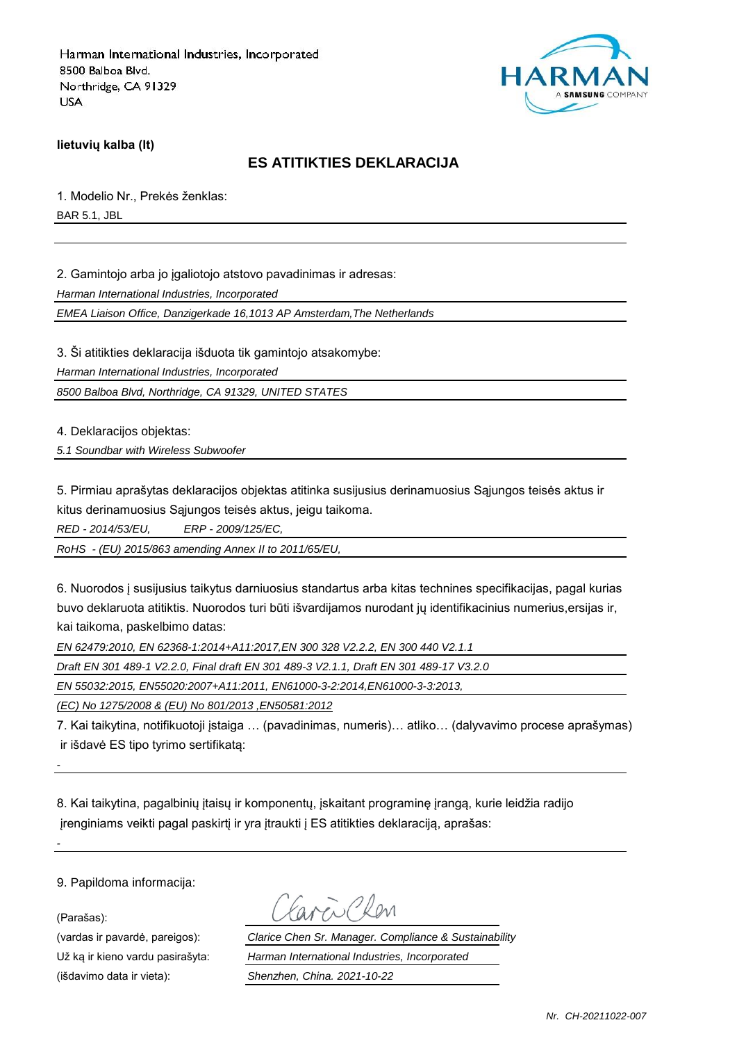Harman International Industries, Incorporated
8500 Balboa Blvd.
Northridge, CA 91329
USA

HARMAN
A SAMSUNG COMPANY

**lietuvių kalba (lt)**

## ES ATITIKTIES DEKLARACIJA

1. Modelio Nr., Prekės ženklas:

BAR 5.1, JBL

2. Gamintojo arba jo įgaliotojo atstovo pavadinimas ir adresas:

*Harman International Industries, Incorporated*

*EMEA Liaison Office, Danzigerkade 16,1013 AP Amsterdam,The Netherlands*

3. Ši atitikties deklaracija išduota tik gamintojo atsakomybe:

*Harman International Industries, Incorporated*

*8500 Balboa Blvd, Northridge, CA 91329, UNITED STATES*

4. Deklaracijos objektas:

*5.1 Soundbar with Wireless Subwoofer*

5. Pirmiau aprašytas deklaracijos objektas atitinka susijusius derinamuosius Sąjungos teisės aktus ir kitus derinamuosius Sąjungos teisės aktus, jeigu taikoma.

*RED - 2014/53/EU, ERP - 2009/125/EC,*

*RoHS - (EU) 2015/863 amending Annex II to 2011/65/EU,*

6. Nuorodos į susijusius taikytus darniuosius standartus arba kitas technines specifikacijas, pagal kurias buvo deklaruota atitiktis. Nuorodos turi būti išvardijamos nurodant jų identifikacinius numerius,ersijas ir, kai taikoma, paskelbimo datas:

*EN 62479:2010, EN 62368-1:2014+A11:2017,EN 300 328 V2.2.2, EN 300 440 V2.1.1*

*Draft EN 301 489-1 V2.2.0, Final draft EN 301 489-3 V2.1.1, Draft EN 301 489-17 V3.2.0*

*EN 55032:2015, EN55020:2007+A11:2011, EN61000-3-2:2014,EN61000-3-3:2013,*

*(EC) No 1275/2008 & (EU) No 801/2013 ,EN50581:2012*

7. Kai taikytina, notifikuotoji įstaiga … (pavadinimas, numeris)… atliko… (dalyvavimo procese aprašymas) ir išdavė ES tipo tyrimo sertifikatą:

-

8. Kai taikytina, pagalbinių įtaisų ir komponentų, įskaitant programinę įrangą, kurie leidžia radijo įrenginiams veikti pagal paskirtį ir yra įtraukti į ES atitikties deklaraciją, aprašas:

-

9. Papildoma informacija:

(Parašas): Clarice Chen

(vardas ir pavardė, pareigos): *Clarice Chen Sr. Manager. Compliance & Sustainability*

Už ką ir kieno vardu pasirašyta: *Harman International Industries, Incorporated*

(išdavimo data ir vieta): *Shenzhen, China. 2021-10-22*

*Nr. CH-20211022-007*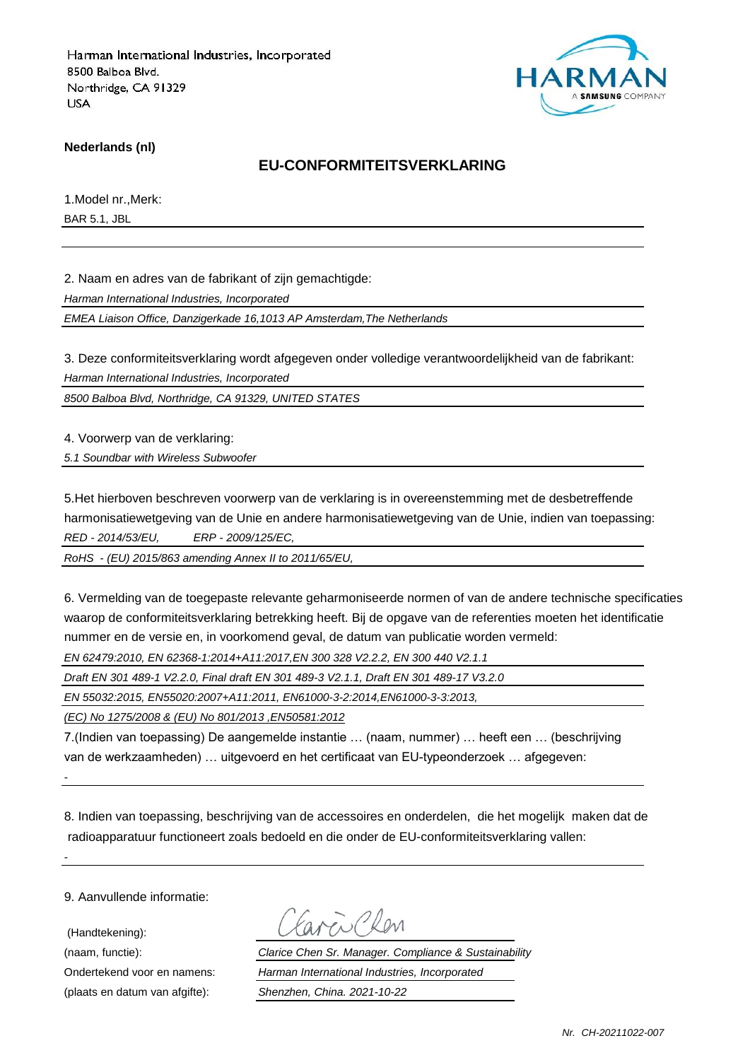Harman International Industries, Incorporated
8500 Balboa Blvd.
Northridge, CA 91329
USA

HARMAN
A SAMSUNG COMPANY

**Nederlands (nl)**

## EU-CONFORMITEITSVERKLARING

1.Model nr.,Merk:

BAR 5.1, JBL

2. Naam en adres van de fabrikant of zijn gemachtigde:

*Harman International Industries, Incorporated*

*EMEA Liaison Office, Danzigerkade 16,1013 AP Amsterdam,The Netherlands*

3. Deze conformiteitsverklaring wordt afgegeven onder volledige verantwoordelijkheid van de fabrikant:

*Harman International Industries, Incorporated*

*8500 Balboa Blvd, Northridge, CA 91329, UNITED STATES*

4. Voorwerp van de verklaring:

*5.1 Soundbar with Wireless Subwoofer*

5.Het hierboven beschreven voorwerp van de verklaring is in overeenstemming met de desbetreffende harmonisatiewetgeving van de Unie en andere harmonisatiewetgeving van de Unie, indien van toepassing:

*RED - 2014/53/EU, ERP - 2009/125/EC,*

*RoHS - (EU) 2015/863 amending Annex II to 2011/65/EU,*

6. Vermelding van de toegepaste relevante geharmoniseerde normen of van de andere technische specificaties waarop de conformiteitsverklaring betrekking heeft. Bij de opgave van de referenties moeten het identificatie nummer en de versie en, in voorkomend geval, de datum van publicatie worden vermeld:

*EN 62479:2010, EN 62368-1:2014+A11:2017,EN 300 328 V2.2.2, EN 300 440 V2.1.1*

*Draft EN 301 489-1 V2.2.0, Final draft EN 301 489-3 V2.1.1, Draft EN 301 489-17 V3.2.0*

*EN 55032:2015, EN55020:2007+A11:2011, EN61000-3-2:2014,EN61000-3-3:2013,*

*(EC) No 1275/2008 & (EU) No 801/2013 ,EN50581:2012*

7.(Indien van toepassing) De aangemelde instantie … (naam, nummer) … heeft een … (beschrijving van de werkzaamheden) … uitgevoerd en het certificaat van EU-typeonderzoek … afgegeven:

-

8. Indien van toepassing, beschrijving van de accessoires en onderdelen, die het mogelijk maken dat de radioapparatuur functioneert zoals bedoeld en die onder de EU-conformiteitsverklaring vallen:

-

9. Aanvullende informatie:

(Handtekening): Clarice Chen

(naam, functie): *Clarice Chen Sr. Manager. Compliance & Sustainability*

Ondertekend voor en namens: *Harman International Industries, Incorporated*

(plaats en datum van afgifte): *Shenzhen, China. 2021-10-22*

*Nr. CH-20211022-007*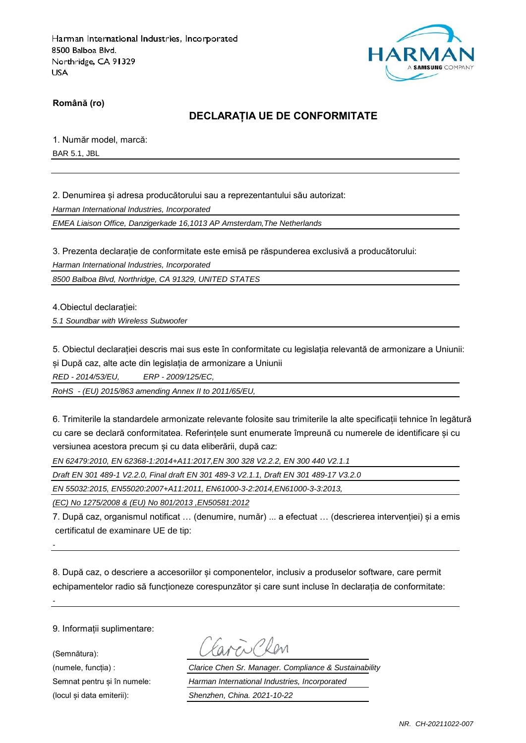Harman International Industries, Incorporated
8500 Balboa Blvd.
Northridge, CA 91329
USA

HARMAN
A SAMSUNG COMPANY

**Română (ro)**

## DECLARAȚIA UE DE CONFORMITATE

1. Număr model, marcă:

BAR 5.1, JBL

2. Denumirea și adresa producătorului sau a reprezentantului său autorizat:

*Harman International Industries, Incorporated*

*EMEA Liaison Office, Danzigerkade 16,1013 AP Amsterdam,The Netherlands*

3. Prezenta declarație de conformitate este emisă pe răspunderea exclusivă a producătorului:

*Harman International Industries, Incorporated*

*8500 Balboa Blvd, Northridge, CA 91329, UNITED STATES*

4.Obiectul declarației:

*5.1 Soundbar with Wireless Subwoofer*

5. Obiectul declarației descris mai sus este în conformitate cu legislația relevantă de armonizare a Uniunii: și După caz, alte acte din legislația de armonizare a Uniunii

*RED - 2014/53/EU,          ERP - 2009/125/EC,*

*RoHS  - (EU) 2015/863 amending Annex II to 2011/65/EU,*

6. Trimiterile la standardele armonizate relevante folosite sau trimiterile la alte specificații tehnice în legătură cu care se declară conformitatea. Referințele sunt enumerate împreună cu numerele de identificare și cu versiunea acestora precum și cu data eliberării, după caz:

*EN 62479:2010, EN 62368-1:2014+A11:2017,EN 300 328 V2.2.2, EN 300 440 V2.1.1*

*Draft EN 301 489-1 V2.2.0, Final draft EN 301 489-3 V2.1.1, Draft EN 301 489-17 V3.2.0*

*EN 55032:2015, EN55020:2007+A11:2011, EN61000-3-2:2014,EN61000-3-3:2013,*

*(EC) No 1275/2008 & (EU) No 801/2013 ,EN50581:2012*

7. După caz, organismul notificat … (denumire, număr) ... a efectuat … (descrierea intervenției) și a emis certificatul de examinare UE de tip:

-

8. După caz, o descriere a accesoriilor și componentelor, inclusiv a produselor software, care permit echipamentelor radio să funcționeze corespunzător și care sunt incluse în declarația de conformitate:

-

9. Informații suplimentare:

(Semnătura):

(numele, funcția) : *Clarice Chen Sr. Manager. Compliance & Sustainability*

Semnat pentru și în numele: *Harman International Industries, Incorporated*

(locul și data emiterii): *Shenzhen, China. 2021-10-22*

*NR.  CH-20211022-007*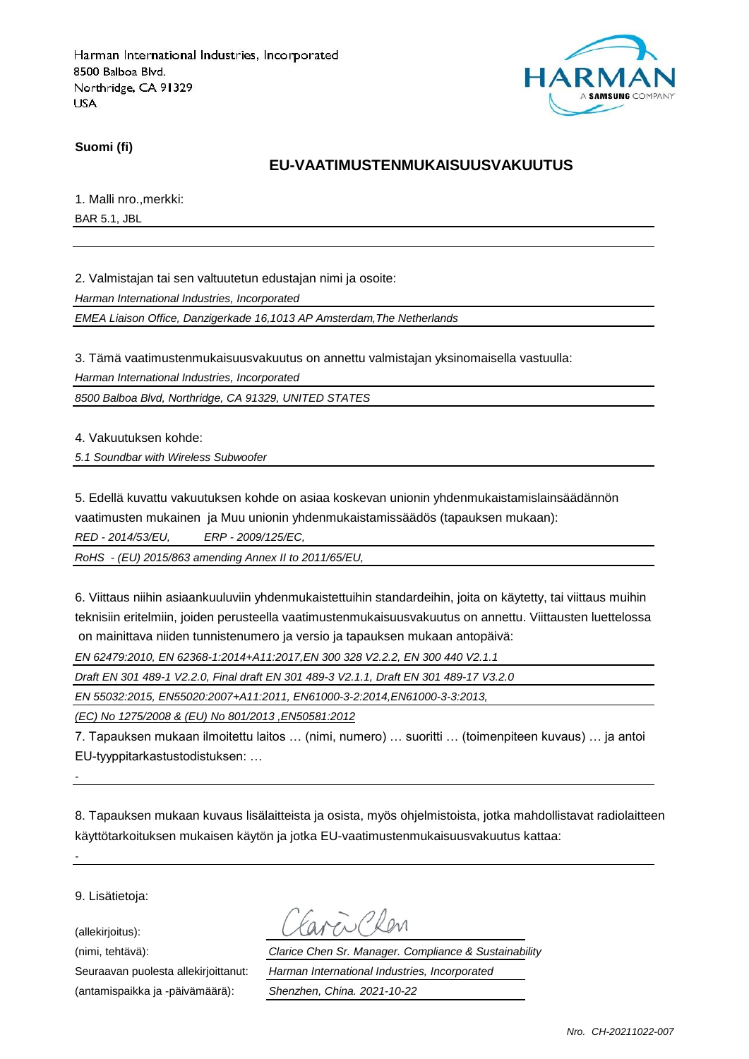Harman International Industries, Incorporated
8500 Balboa Blvd.
Northridge, CA 91329
USA

HARMAN
A SAMSUNG COMPANY

**Suomi (fi)**

## EU-VAATIMUSTENMUKAISUUSVAKUUTUS

1. Malli nro.,merkki:

BAR 5.1, JBL

2. Valmistajan tai sen valtuutetun edustajan nimi ja osoite:

*Harman International Industries, Incorporated*

*EMEA Liaison Office, Danzigerkade 16,1013 AP Amsterdam,The Netherlands*

3. Tämä vaatimustenmukaisuusvakuutus on annettu valmistajan yksinomaisella vastuulla:

*Harman International Industries, Incorporated*

*8500 Balboa Blvd, Northridge, CA 91329, UNITED STATES*

4. Vakuutuksen kohde:

*5.1 Soundbar with Wireless Subwoofer*

5. Edellä kuvattu vakuutuksen kohde on asiaa koskevan unionin yhdenmukaistamislainsäädännön vaatimusten mukainen ja Muu unionin yhdenmukaistamissäädös (tapauksen mukaan):

*RED - 2014/53/EU, ERP - 2009/125/EC,*

*RoHS - (EU) 2015/863 amending Annex II to 2011/65/EU,*

6. Viittaus niihin asiaankuuluviin yhdenmukaistettuihin standardeihin, joita on käytetty, tai viittaus muihin teknisiin eritelmiin, joiden perusteella vaatimustenmukaisuusvakuutus on annettu. Viittausten luettelossa on mainittava niiden tunnistenumero ja versio ja tapauksen mukaan antopäivä:

*EN 62479:2010, EN 62368-1:2014+A11:2017,EN 300 328 V2.2.2, EN 300 440 V2.1.1*

*Draft EN 301 489-1 V2.2.0, Final draft EN 301 489-3 V2.1.1, Draft EN 301 489-17 V3.2.0*

*EN 55032:2015, EN55020:2007+A11:2011, EN61000-3-2:2014,EN61000-3-3:2013,*

*(EC) No 1275/2008 & (EU) No 801/2013 ,EN50581:2012*

7. Tapauksen mukaan ilmoitettu laitos … (nimi, numero) … suoritti … (toimenpiteen kuvaus) … ja antoi EU-tyyppitarkastustodistuksen: …

-

8. Tapauksen mukaan kuvaus lisälaitteista ja osista, myös ohjelmistoista, jotka mahdollistavat radiolaitteen käyttötarkoituksen mukaisen käytön ja jotka EU-vaatimustenmukaisuusvakuutus kattaa:

-

9. Lisätietoja:

(allekirjoitus): Clarice Chen

(nimi, tehtävä): *Clarice Chen Sr. Manager. Compliance & Sustainability*

Seuraavan puolesta allekirjoittanut: *Harman International Industries, Incorporated*

(antamispaikka ja -päivämäärä): *Shenzhen, China. 2021-10-22*

*Nro. CH-20211022-007*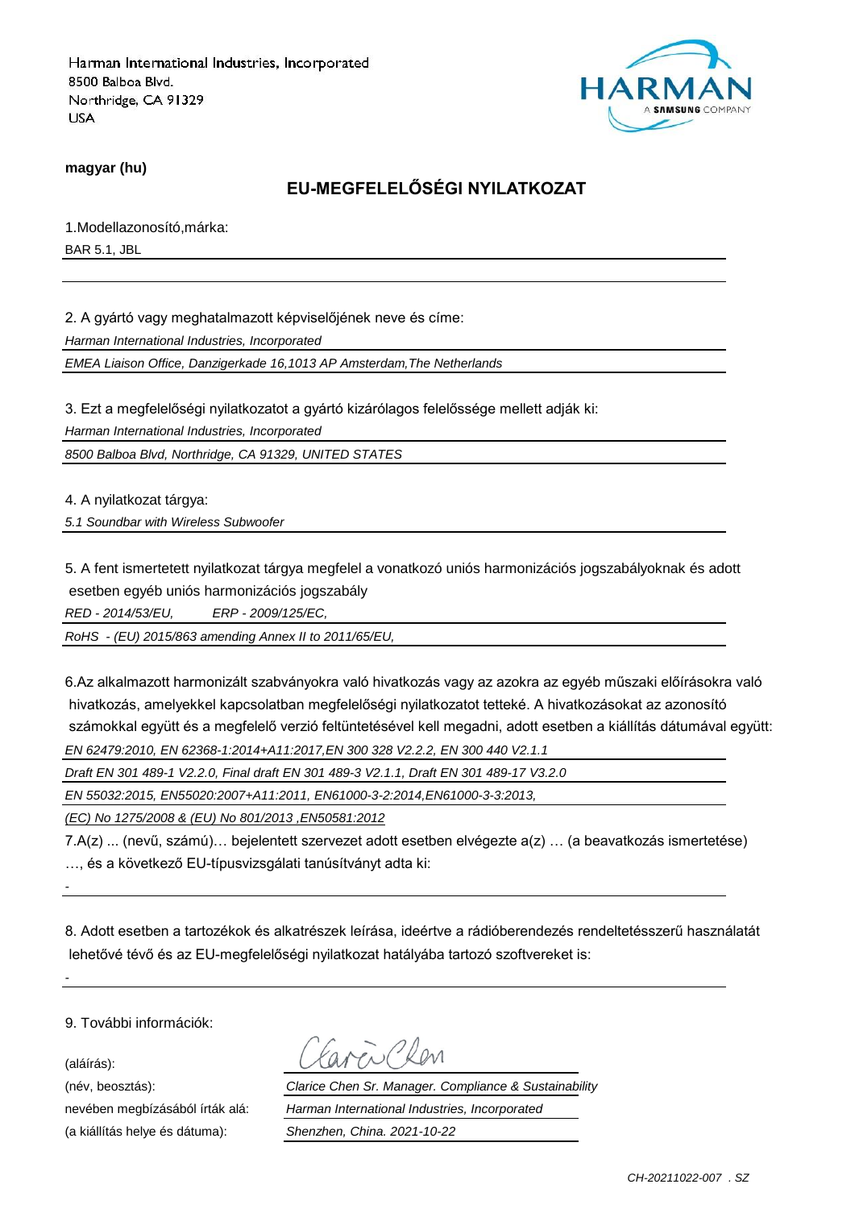Harman International Industries, Incorporated
8500 Balboa Blvd.
Northridge, CA 91329
USA

HARMAN
A SAMSUNG COMPANY

**magyar (hu)**

## EU-MEGFELELŐSÉGI NYILATKOZAT

1.Modellazonosító,márka:

BAR 5.1, JBL

2. A gyártó vagy meghatalmazott képviselőjének neve és címe:

*Harman International Industries, Incorporated*

*EMEA Liaison Office, Danzigerkade 16,1013 AP Amsterdam,The Netherlands*

3. Ezt a megfelelőségi nyilatkozatot a gyártó kizárólagos felelőssége mellett adják ki:

*Harman International Industries, Incorporated*

*8500 Balboa Blvd, Northridge, CA 91329, UNITED STATES*

4. A nyilatkozat tárgya:

*5.1 Soundbar with Wireless Subwoofer*

5. A fent ismertetett nyilatkozat tárgya megfelel a vonatkozó uniós harmonizációs jogszabályoknak és adott esetben egyéb uniós harmonizációs jogszabály

*RED - 2014/53/EU, ERP - 2009/125/EC,*

*RoHS - (EU) 2015/863 amending Annex II to 2011/65/EU,*

6.Az alkalmazott harmonizált szabványokra való hivatkozás vagy az azokra az egyéb műszaki előírásokra való hivatkozás, amelyekkel kapcsolatban megfelelőségi nyilatkozatot tetteké. A hivatkozásokat az azonosító számokkal együtt és a megfelelő verzió feltüntetésével kell megadni, adott esetben a kiállítás dátumával együtt:

*EN 62479:2010, EN 62368-1:2014+A11:2017,EN 300 328 V2.2.2, EN 300 440 V2.1.1*

*Draft EN 301 489-1 V2.2.0, Final draft EN 301 489-3 V2.1.1, Draft EN 301 489-17 V3.2.0*

*EN 55032:2015, EN55020:2007+A11:2011, EN61000-3-2:2014,EN61000-3-3:2013,*

*(EC) No 1275/2008 & (EU) No 801/2013 ,EN50581:2012*

7.A(z) ... (nevű, számú)… bejelentett szervezet adott esetben elvégezte a(z) … (a beavatkozás ismertetése) …, és a következő EU-típusvizsgálati tanúsítványt adta ki:

-

8. Adott esetben a tartozékok és alkatrészek leírása, ideértve a rádióberendezés rendeltetésszerű használatát lehetővé tévő és az EU-megfelelőségi nyilatkozat hatályába tartozó szoftvereket is:

-

9. További információk:

(aláírás): Clarice Chen

(név, beosztás): *Clarice Chen Sr. Manager. Compliance & Sustainability*

nevében megbízásából írták alá: *Harman International Industries, Incorporated*

(a kiállítás helye és dátuma): *Shenzhen, China. 2021-10-22*

*CH-20211022-007 . SZ*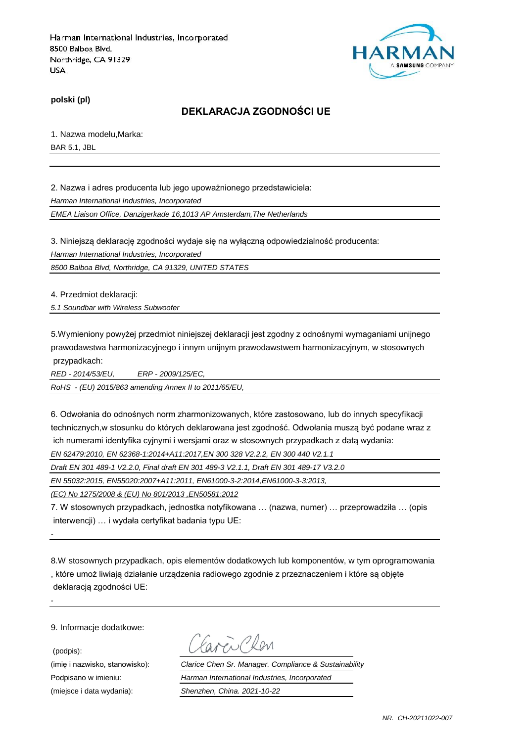Harman International Industries, Incorporated
8500 Balboa Blvd.
Northridge, CA 91329
USA

HARMAN
A SAMSUNG COMPANY

**polski (pl)**

## DEKLARACJA ZGODNOŚCI UE

1. Nazwa modelu,Marka:

BAR 5.1, JBL

2. Nazwa i adres producenta lub jego upoważnionego przedstawiciela:

*Harman International Industries, Incorporated*

*EMEA Liaison Office, Danzigerkade 16,1013 AP Amsterdam,The Netherlands*

3. Niniejszą deklarację zgodności wydaje się na wyłączną odpowiedzialność producenta:

*Harman International Industries, Incorporated*

*8500 Balboa Blvd, Northridge, CA 91329, UNITED STATES*

4. Przedmiot deklaracji:

*5.1 Soundbar with Wireless Subwoofer*

5.Wymieniony powyżej przedmiot niniejszej deklaracji jest zgodny z odnośnymi wymaganiami unijnego prawodawstwa harmonizacyjnego i innym unijnym prawodawstwem harmonizacyjnym, w stosownych przypadkach:

*RED - 2014/53/EU, ERP - 2009/125/EC,*

*RoHS - (EU) 2015/863 amending Annex II to 2011/65/EU,*

6. Odwołania do odnośnych norm zharmonizowanych, które zastosowano, lub do innych specyfikacji technicznych,w stosunku do których deklarowana jest zgodność. Odwołania muszą być podane wraz z ich numerami identyfika cyjnymi i wersjami oraz w stosownych przypadkach z datą wydania:

*EN 62479:2010, EN 62368-1:2014+A11:2017,EN 300 328 V2.2.2, EN 300 440 V2.1.1*

*Draft EN 301 489-1 V2.2.0, Final draft EN 301 489-3 V2.1.1, Draft EN 301 489-17 V3.2.0*

*EN 55032:2015, EN55020:2007+A11:2011, EN61000-3-2:2014,EN61000-3-3:2013,*

*(EC) No 1275/2008 & (EU) No 801/2013 ,EN50581:2012*

7. W stosownych przypadkach, jednostka notyfikowana … (nazwa, numer) … przeprowadziła … (opis interwencji) … i wydała certyfikat badania typu UE:

-

8.W stosownych przypadkach, opis elementów dodatkowych lub komponentów, w tym oprogramowania , które umoż liwiają działanie urządzenia radiowego zgodnie z przeznaczeniem i które są objęte deklaracją zgodności UE:

-

9. Informacje dodatkowe:

(podpis): Clarice Chen

(imię i nazwisko, stanowisko): *Clarice Chen Sr. Manager. Compliance & Sustainability*

Podpisano w imieniu: *Harman International Industries, Incorporated*

(miejsce i data wydania): *Shenzhen, China. 2021-10-22*

*NR. CH-20211022-007*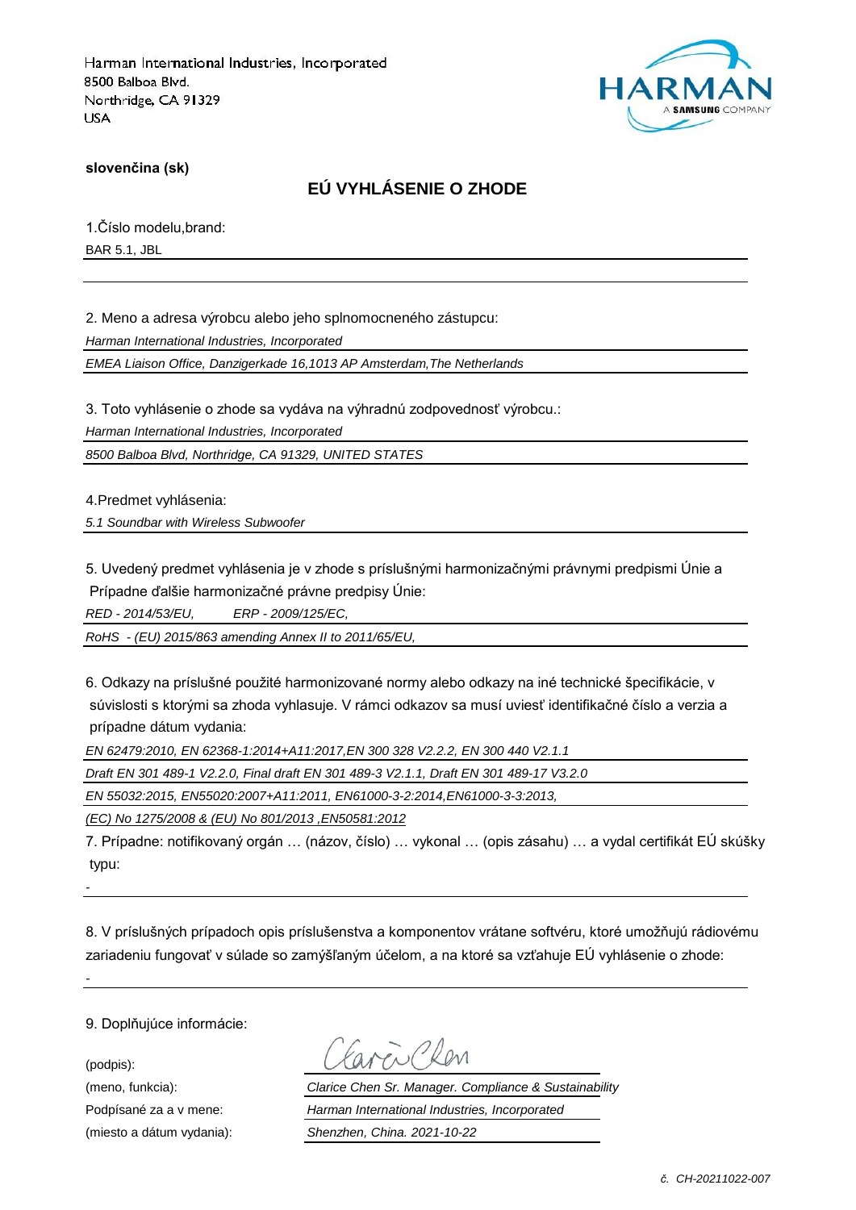Harman International Industries, Incorporated
8500 Balboa Blvd.
Northridge, CA 91329
USA

HARMAN
A SAMSUNG COMPANY

**slovenčina (sk)**

## EÚ VYHLÁSENIE O ZHODE

1.Číslo modelu,brand:

BAR 5.1, JBL

2. Meno a adresa výrobcu alebo jeho splnomocneného zástupcu:

*Harman International Industries, Incorporated*

*EMEA Liaison Office, Danzigerkade 16,1013 AP Amsterdam,The Netherlands*

3. Toto vyhlásenie o zhode sa vydáva na výhradnú zodpovednosť výrobcu.:

*Harman International Industries, Incorporated*

*8500 Balboa Blvd, Northridge, CA 91329, UNITED STATES*

4.Predmet vyhlásenia:

*5.1 Soundbar with Wireless Subwoofer*

5. Uvedený predmet vyhlásenia je v zhode s príslušnými harmonizačnými právnymi predpismi Únie a Prípadne ďalšie harmonizačné právne predpisy Únie:

*RED - 2014/53/EU, ERP - 2009/125/EC,*

*RoHS - (EU) 2015/863 amending Annex II to 2011/65/EU,*

6. Odkazy na príslušné použité harmonizované normy alebo odkazy na iné technické špecifikácie, v súvislosti s ktorými sa zhoda vyhlasuje. V rámci odkazov sa musí uviesť identifikačné číslo a verzia a prípadne dátum vydania:

*EN 62479:2010, EN 62368-1:2014+A11:2017,EN 300 328 V2.2.2, EN 300 440 V2.1.1*

*Draft EN 301 489-1 V2.2.0, Final draft EN 301 489-3 V2.1.1, Draft EN 301 489-17 V3.2.0*

*EN 55032:2015, EN55020:2007+A11:2011, EN61000-3-2:2014,EN61000-3-3:2013,*

*(EC) No 1275/2008 & (EU) No 801/2013 ,EN50581:2012*

7. Prípadne: notifikovaný orgán … (názov, číslo) … vykonal … (opis zásahu) … a vydal certifikát EÚ skúšky typu:

-

8. V príslušných prípadoch opis príslušenstva a komponentov vrátane softvéru, ktoré umožňujú rádiovému zariadeniu fungovať v súlade so zamýšľaným účelom, a na ktoré sa vzťahuje EÚ vyhlásenie o zhode:

-

9. Doplňujúce informácie:

(podpis): Clarice Chen

(meno, funkcia): *Clarice Chen Sr. Manager. Compliance & Sustainability*

Podpísané za a v mene: *Harman International Industries, Incorporated*

(miesto a dátum vydania): *Shenzhen, China. 2021-10-22*

*č. CH-20211022-007*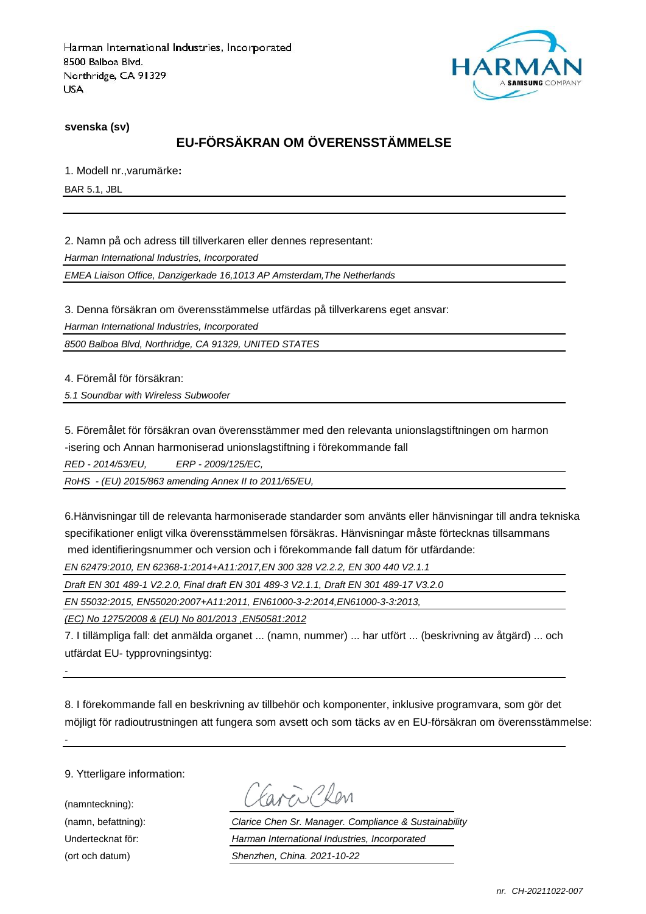Harman International Industries, Incorporated
8500 Balboa Blvd.
Northridge, CA 91329
USA

HARMAN
A SAMSUNG COMPANY

**svenska (sv)**

## EU-FÖRSÄKRAN OM ÖVERENSSTÄMMELSE

1. Modell nr.,varumärke**:**

BAR 5.1, JBL

2. Namn på och adress till tillverkaren eller dennes representant:

*Harman International Industries, Incorporated*

*EMEA Liaison Office, Danzigerkade 16,1013 AP Amsterdam,The Netherlands*

3. Denna försäkran om överensstämmelse utfärdas på tillverkarens eget ansvar:

*Harman International Industries, Incorporated*

*8500 Balboa Blvd, Northridge, CA 91329, UNITED STATES*

4. Föremål för försäkran:

*5.1 Soundbar with Wireless Subwoofer*

5. Föremålet för försäkran ovan överensstämmer med den relevanta unionslagstiftningen om harmon -isering och Annan harmoniserad unionslagstiftning i förekommande fall

*RED - 2014/53/EU,          ERP - 2009/125/EC,*

*RoHS - (EU) 2015/863 amending Annex II to 2011/65/EU,*

6.Hänvisningar till de relevanta harmoniserade standarder som använts eller hänvisningar till andra tekniska specifikationer enligt vilka överensstämmelsen försäkras. Hänvisningar måste förtecknas tillsammans med identifieringsnummer och version och i förekommande fall datum för utfärdande:

*EN 62479:2010, EN 62368-1:2014+A11:2017,EN 300 328 V2.2.2, EN 300 440 V2.1.1*

*Draft EN 301 489-1 V2.2.0, Final draft EN 301 489-3 V2.1.1, Draft EN 301 489-17 V3.2.0*

*EN 55032:2015, EN55020:2007+A11:2011, EN61000-3-2:2014,EN61000-3-3:2013,*

*(EC) No 1275/2008 & (EU) No 801/2013 ,EN50581:2012*

7. I tillämpliga fall: det anmälda organet ... (namn, nummer) ... har utfört ... (beskrivning av åtgärd) ... och utfärdat EU- typprovningsintyg:

-

8. I förekommande fall en beskrivning av tillbehör och komponenter, inklusive programvara, som gör det möjligt för radioutrustningen att fungera som avsett och som täcks av en EU-försäkran om överensstämmelse:

-

9. Ytterligare information:

(namnteckning): Clarice Chen

(namn, befattning): *Clarice Chen Sr. Manager. Compliance & Sustainability*

Undertecknat för: *Harman International Industries, Incorporated*

(ort och datum) *Shenzhen, China. 2021-10-22*

*nr. CH-20211022-007*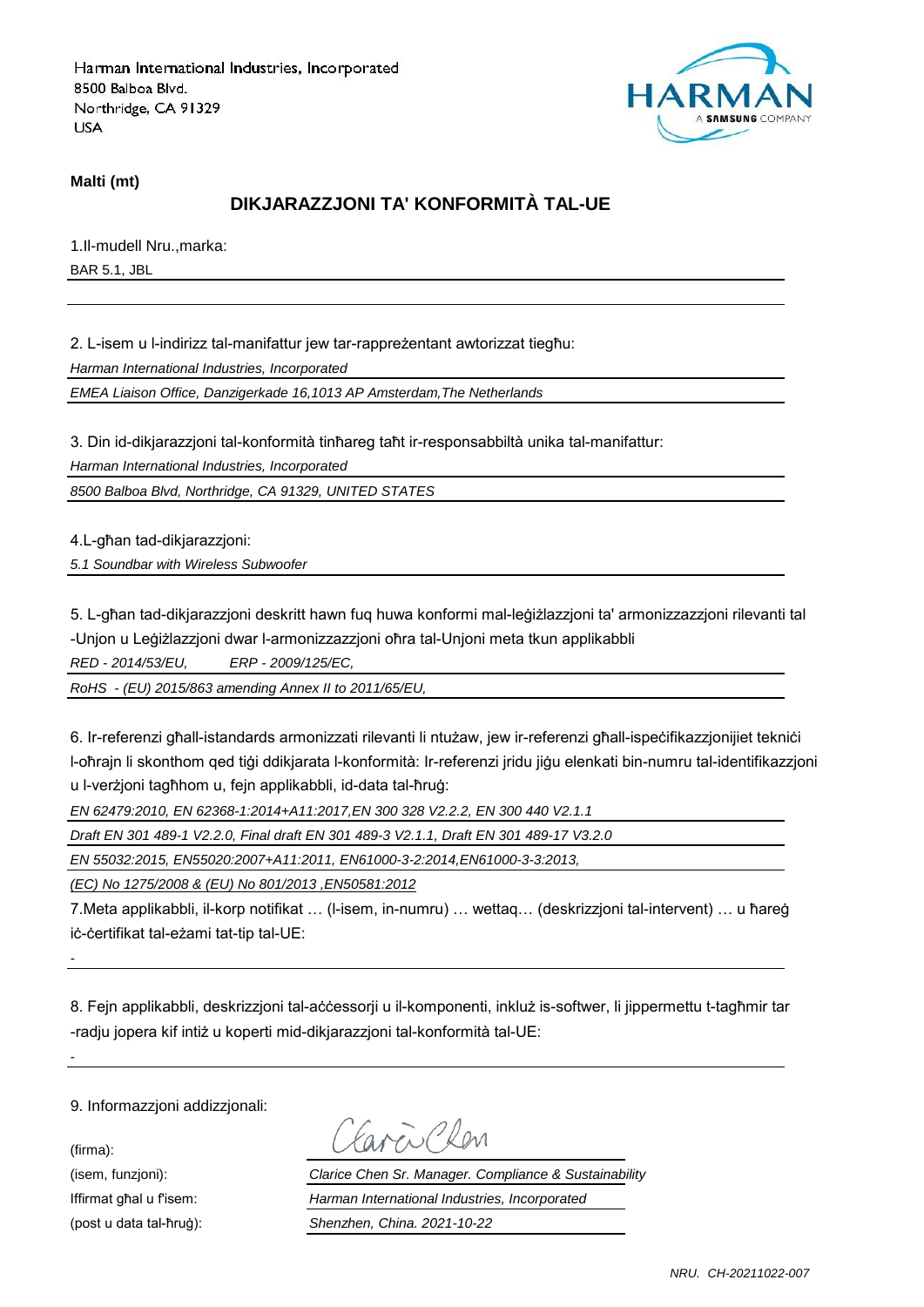Harman International Industries, Incorporated
8500 Balboa Blvd.
Northridge, CA 91329
USA

**Malti (mt)**

## DIKJARAZZJONI TA' KONFORMITÀ TAL-UE

1.Il-mudell Nru.,marka:

BAR 5.1, JBL

2. L-isem u l-indirizz tal-manifattur jew tar-rappreżentant awtorizzat tiegħu:

*Harman International Industries, Incorporated*

*EMEA Liaison Office, Danzigerkade 16,1013 AP Amsterdam,The Netherlands*

3. Din id-dikjarazzjoni tal-konformità tinħareg taħt ir-responsabbiltà unika tal-manifattur:

*Harman International Industries, Incorporated*

*8500 Balboa Blvd, Northridge, CA 91329, UNITED STATES*

4.L-għan tad-dikjarazzjoni:

*5.1 Soundbar with Wireless Subwoofer*

5. L-għan tad-dikjarazzjoni deskritt hawn fuq huwa konformi mal-leġiżlazzjoni ta' armonizzazzjoni rilevanti tal -Unjon u Leġiżlazzjoni dwar l-armonizzazzjoni oħra tal-Unjoni meta tkun applikabbli

*RED - 2014/53/EU,  ERP - 2009/125/EC,*

*RoHS - (EU) 2015/863 amending Annex II to 2011/65/EU,*

6. Ir-referenzi għall-istandards armonizzati rilevanti li ntużaw, jew ir-referenzi għall-ispeċifikazzjonijiet tekniċi l-oħrajn li skonthom qed tiġi ddikjarata l-konformità: Ir-referenzi jridu jiġu elenkati bin-numru tal-identifikazzjoni u l-verżjoni tagħhom u, fejn applikabbli, id-data tal-ħruġ:

*EN 62479:2010, EN 62368-1:2014+A11:2017,EN 300 328 V2.2.2, EN 300 440 V2.1.1*

*Draft EN 301 489-1 V2.2.0, Final draft EN 301 489-3 V2.1.1, Draft EN 301 489-17 V3.2.0*

*EN 55032:2015, EN55020:2007+A11:2011, EN61000-3-2:2014,EN61000-3-3:2013,*

*(EC) No 1275/2008 & (EU) No 801/2013 ,EN50581:2012*

7.Meta applikabbli, il-korp notifikat … (l-isem, in-numru) … wettaq… (deskrizzjoni tal-intervent) … u ħareġ iċ-ċertifikat tal-eżami tat-tip tal-UE:

-

8. Fejn applikabbli, deskrizzjoni tal-aċċessorji u il-komponenti, inkluż is-softwer, li jippermettu t-tagħmir tar -radju jopera kif intiż u koperti mid-dikjarazzjoni tal-konformità tal-UE:

-

9. Informazzjoni addizzjonali:

(firma):

(isem, funzjoni): *Clarice Chen Sr. Manager. Compliance & Sustainability*

Iffirmat għal u f'isem: *Harman International Industries, Incorporated*

(post u data tal-ħruġ): *Shenzhen, China. 2021-10-22*

*NRU. CH-20211022-007*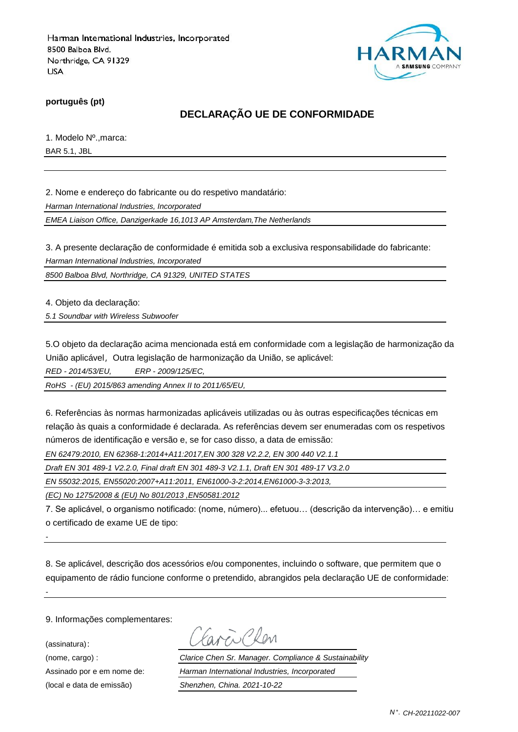Harman International Industries, Incorporated
8500 Balboa Blvd.
Northridge, CA 91329
USA

HARMAN
A SAMSUNG COMPANY

**português (pt)**

## DECLARAÇÃO UE DE CONFORMIDADE

1. Modelo Nº.,marca:

BAR 5.1, JBL

2. Nome e endereço do fabricante ou do respetivo mandatário:

*Harman International Industries, Incorporated*

*EMEA Liaison Office, Danzigerkade 16,1013 AP Amsterdam,The Netherlands*

3. A presente declaração de conformidade é emitida sob a exclusiva responsabilidade do fabricante:

*Harman International Industries, Incorporated*

*8500 Balboa Blvd, Northridge, CA 91329, UNITED STATES*

4. Objeto da declaração:

*5.1 Soundbar with Wireless Subwoofer*

5.O objeto da declaração acima mencionada está em conformidade com a legislação de harmonização da União aplicável，Outra legislação de harmonização da União, se aplicável:

*RED - 2014/53/EU, ERP - 2009/125/EC,*

*RoHS - (EU) 2015/863 amending Annex II to 2011/65/EU,*

6. Referências às normas harmonizadas aplicáveis utilizadas ou às outras especificações técnicas em relação às quais a conformidade é declarada. As referências devem ser enumeradas com os respetivos números de identificação e versão e, se for caso disso, a data de emissão:

*EN 62479:2010, EN 62368-1:2014+A11:2017,EN 300 328 V2.2.2, EN 300 440 V2.1.1*

*Draft EN 301 489-1 V2.2.0, Final draft EN 301 489-3 V2.1.1, Draft EN 301 489-17 V3.2.0*

*EN 55032:2015, EN55020:2007+A11:2011, EN61000-3-2:2014,EN61000-3-3:2013,*

*(EC) No 1275/2008 & (EU) No 801/2013 ,EN50581:2012*

7. Se aplicável, o organismo notificado: (nome, número)... efetuou… (descrição da intervenção)… e emitiu o certificado de exame UE de tipo:

-

8. Se aplicável, descrição dos acessórios e/ou componentes, incluindo o software, que permitem que o equipamento de rádio funcione conforme o pretendido, abrangidos pela declaração UE de conformidade:

-

9. Informações complementares:

(assinatura)：

(nome, cargo) : *Clarice Chen Sr. Manager. Compliance & Sustainability*

Assinado por e em nome de: *Harman International Industries, Incorporated*

(local e data de emissão) *Shenzhen, China. 2021-10-22*

*N°. CH-20211022-007*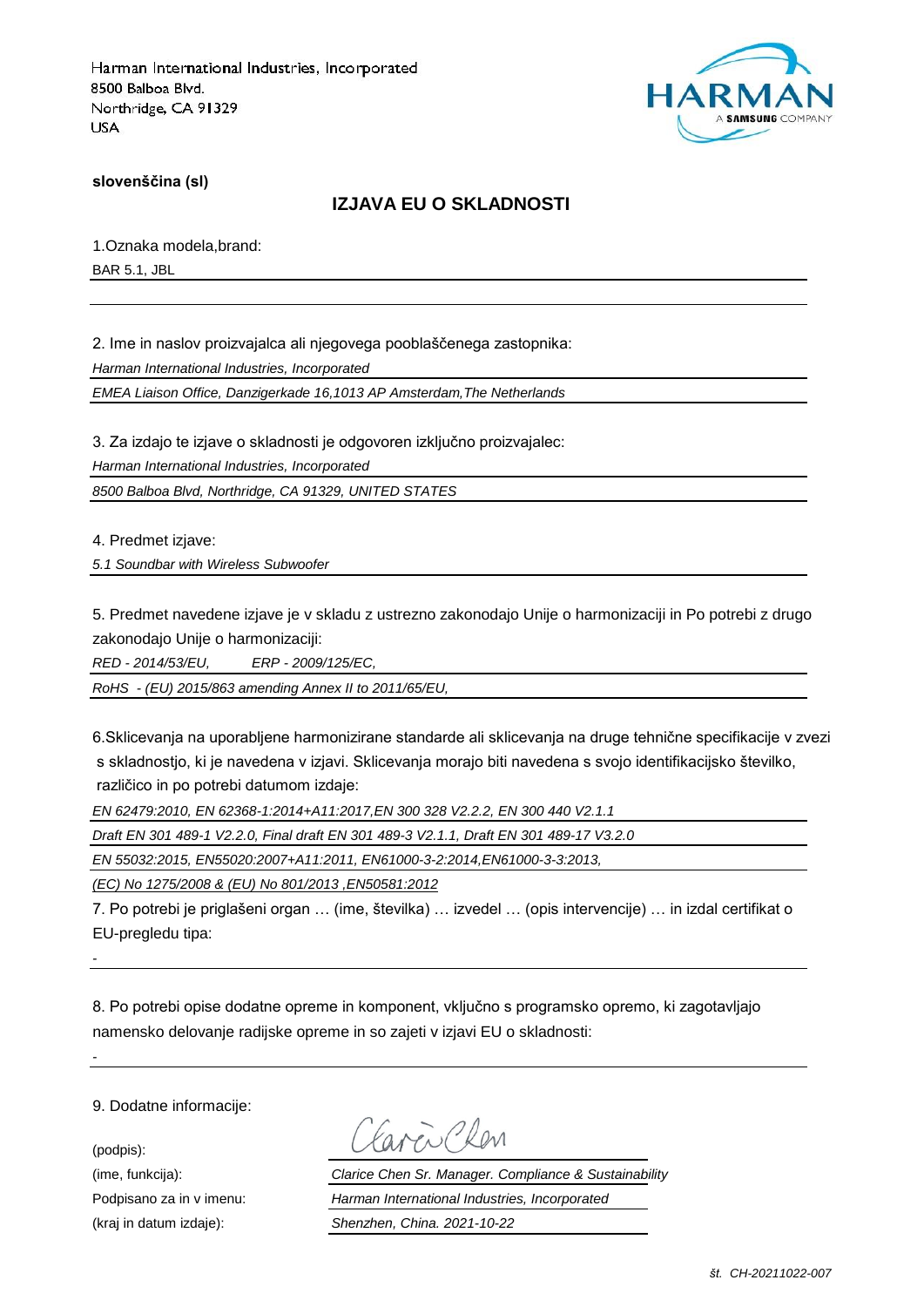Harman International Industries, Incorporated
8500 Balboa Blvd.
Northridge, CA 91329
USA

HARMAN
A SAMSUNG COMPANY

**slovenščina (sl)**

## IZJAVA EU O SKLADNOSTI

1.Oznaka modela,brand:

BAR 5.1, JBL

2. Ime in naslov proizvajalca ali njegovega pooblaščenega zastopnika:

*Harman International Industries, Incorporated*

*EMEA Liaison Office, Danzigerkade 16,1013 AP Amsterdam,The Netherlands*

3. Za izdajo te izjave o skladnosti je odgovoren izključno proizvajalec:

*Harman International Industries, Incorporated*

*8500 Balboa Blvd, Northridge, CA 91329, UNITED STATES*

4. Predmet izjave:

*5.1 Soundbar with Wireless Subwoofer*

5. Predmet navedene izjave je v skladu z ustrezno zakonodajo Unije o harmonizaciji in Po potrebi z drugo zakonodajo Unije o harmonizaciji:

*RED - 2014/53/EU, ERP - 2009/125/EC,*

*RoHS - (EU) 2015/863 amending Annex II to 2011/65/EU,*

6.Sklicevanja na uporabljene harmonizirane standarde ali sklicevanja na druge tehnične specifikacije v zvezi s skladnostjo, ki je navedena v izjavi. Sklicevanja morajo biti navedena s svojo identifikacijsko številko, različico in po potrebi datumom izdaje:

*EN 62479:2010, EN 62368-1:2014+A11:2017,EN 300 328 V2.2.2, EN 300 440 V2.1.1*

*Draft EN 301 489-1 V2.2.0, Final draft EN 301 489-3 V2.1.1, Draft EN 301 489-17 V3.2.0*

*EN 55032:2015, EN55020:2007+A11:2011, EN61000-3-2:2014,EN61000-3-3:2013,*

*(EC) No 1275/2008 & (EU) No 801/2013 ,EN50581:2012*

7. Po potrebi je priglašeni organ … (ime, številka) … izvedel … (opis intervencije) … in izdal certifikat o EU-pregledu tipa:

-

8. Po potrebi opise dodatne opreme in komponent, vključno s programsko opremo, ki zagotavljajo namensko delovanje radijske opreme in so zajeti v izjavi EU o skladnosti:

-

9. Dodatne informacije:

(podpis): Clarice Chen

(ime, funkcija): *Clarice Chen Sr. Manager. Compliance & Sustainability*

Podpisano za in v imenu: *Harman International Industries, Incorporated*

(kraj in datum izdaje): *Shenzhen, China. 2021-10-22*

*št. CH-20211022-007*